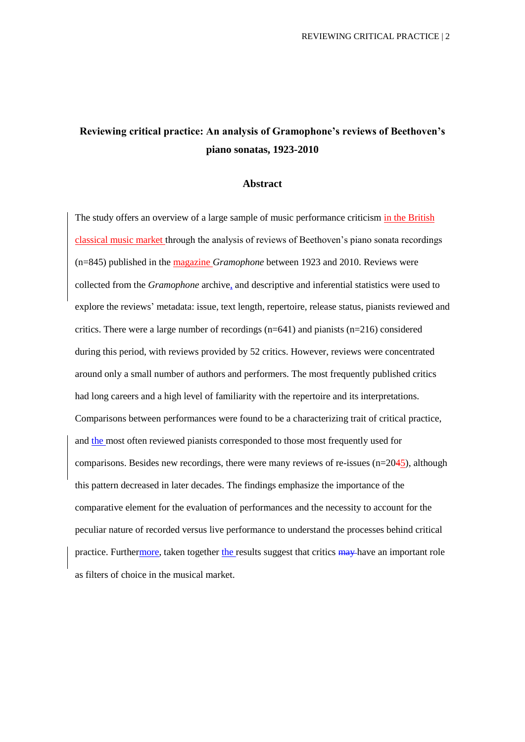# Reviewing critical practice: An analysis of Gramophone's reviews of Beethoven's piano sonatas, 1923-2010

## Abstract

The study offers an overview of a large sample of music performance criticism in the British classical music market through the analysis of reviews of Beethoven's piano sonata recordings (n=845) published in the magazine *Gramophone* between 1923 and 2010. Reviews were collected from the *Gramophone* archive, and descriptive and inferential statistics were used to explore the reviews' metadata: issue, text length, repertoire, release status, pianists reviewed and critics. There were a large number of recordings (n=641) and pianists (n=216) considered during this period, with reviews provided by 52 critics. However, reviews were concentrated around only a small number of authors and performers. The most frequently published critics had long careers and a high level of familiarity with the repertoire and its interpretations. Comparisons between performances were found to be a characterizing trait of critical practice, and the most often reviewed pianists corresponded to those most frequently used for comparisons. Besides new recordings, there were many reviews of re-issues (n=2045), although this pattern decreased in later decades. The findings emphasize the importance of the comparative element for the evaluation of performances and the necessity to account for the peculiar nature of recorded versus live performance to understand the processes behind critical practice. Furthermore, taken together the results suggest that critics ~~may~~ have an important role as filters of choice in the musical market.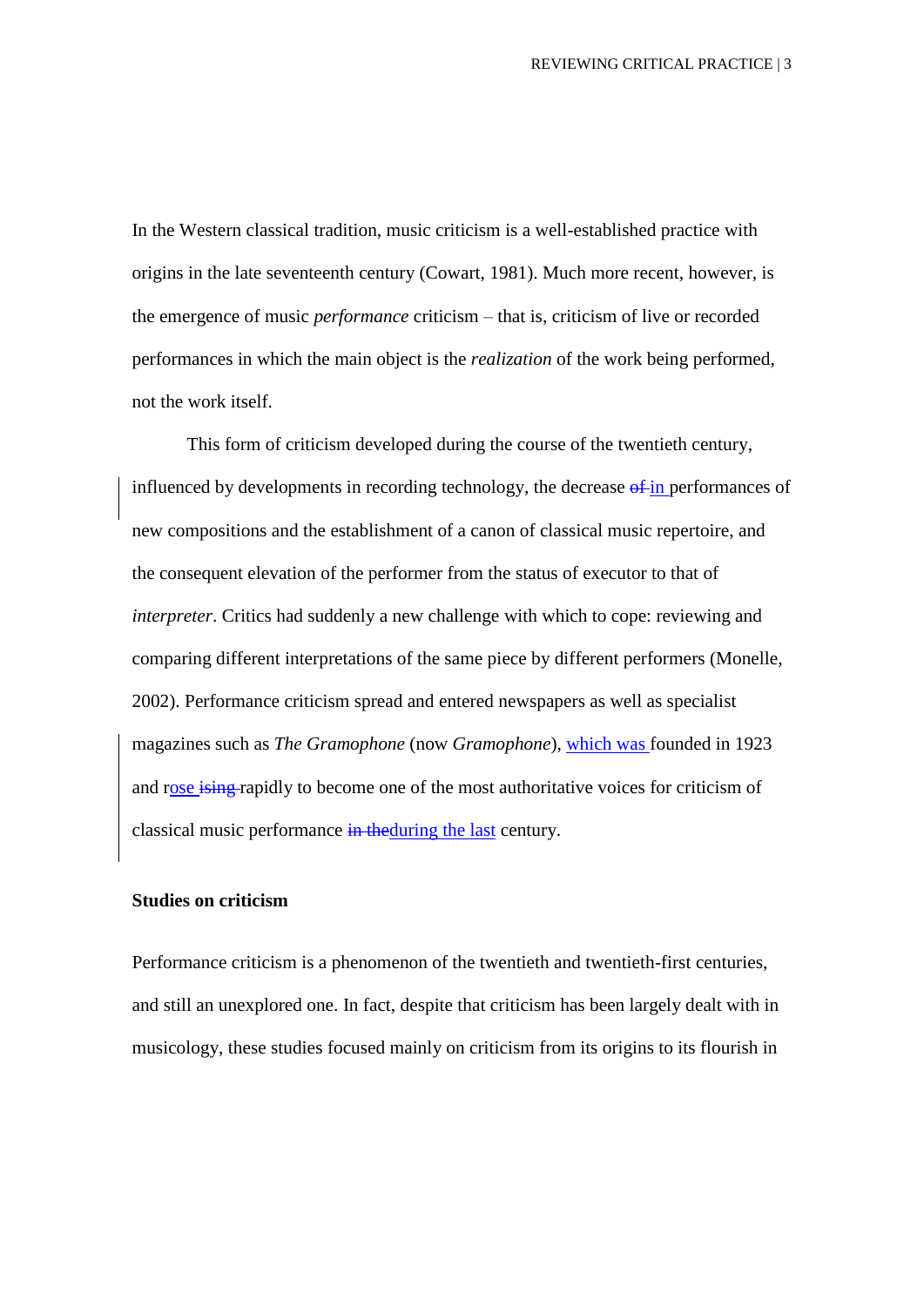In the Western classical tradition, music criticism is a well-established practice with origins in the late seventeenth century (Cowart, 1981). Much more recent, however, is the emergence of music *performance* criticism – that is, criticism of live or recorded performances in which the main object is the *realization* of the work being performed, not the work itself.

This form of criticism developed during the course of the twentieth century, influenced by developments in recording technology, the decrease in performances of new compositions and the establishment of a canon of classical music repertoire, and the consequent elevation of the performer from the status of executor to that of *interpreter*. Critics had suddenly a new challenge with which to cope: reviewing and comparing different interpretations of the same piece by different performers (Monelle, 2002). Performance criticism spread and entered newspapers as well as specialist magazines such as *The Gramophone* (now *Gramophone*), which was founded in 1923 and rose rapidly to become one of the most authoritative voices for criticism of classical music performance during the last century.

## Studies on criticism

Performance criticism is a phenomenon of the twentieth and twentieth-first centuries, and still an unexplored one. In fact, despite that criticism has been largely dealt with in musicology, these studies focused mainly on criticism from its origins to its flourish in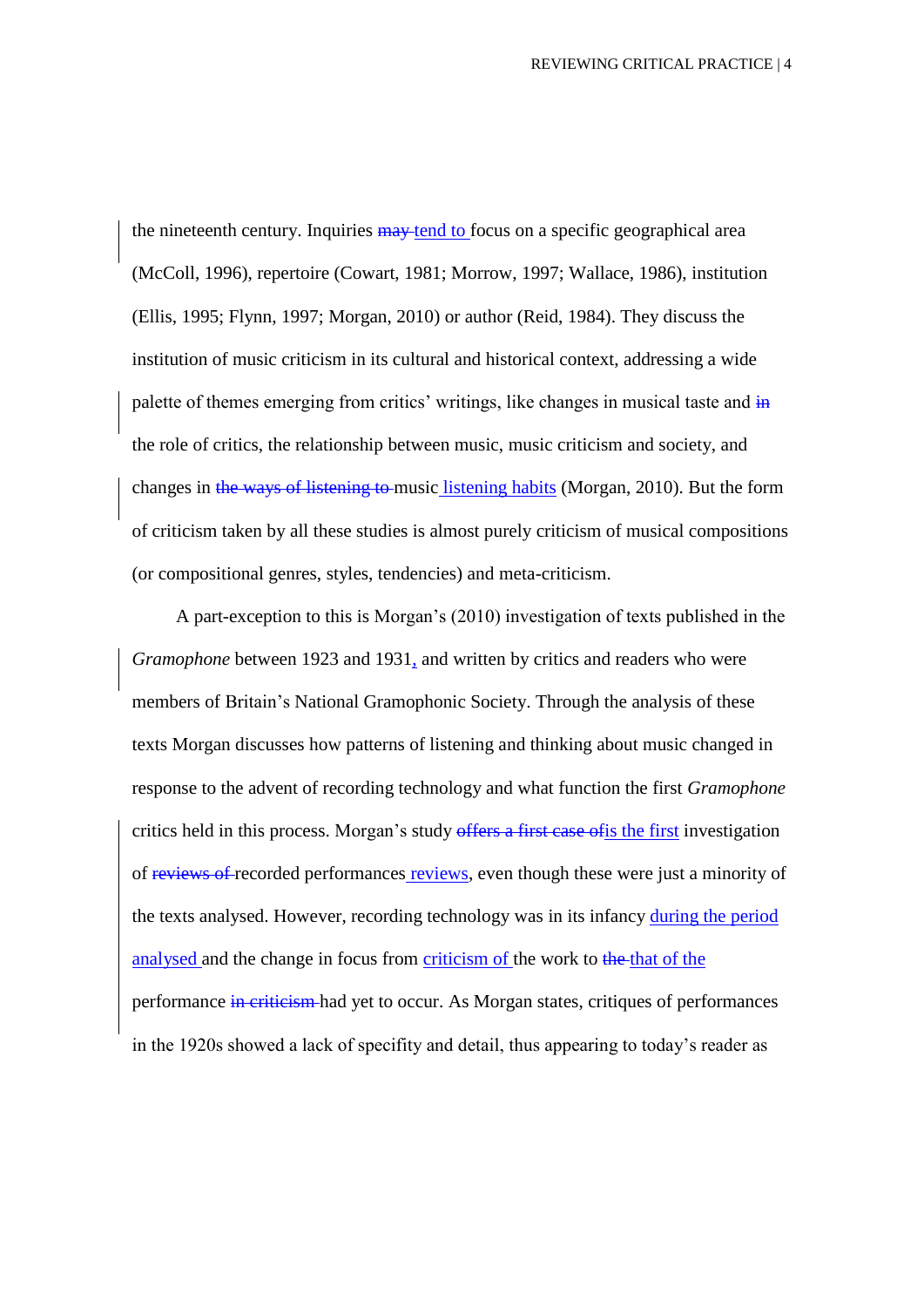the nineteenth century. Inquiries ~~may~~ tend to focus on a specific geographical area (McColl, 1996), repertoire (Cowart, 1981; Morrow, 1997; Wallace, 1986), institution (Ellis, 1995; Flynn, 1997; Morgan, 2010) or author (Reid, 1984). They discuss the institution of music criticism in its cultural and historical context, addressing a wide palette of themes emerging from critics' writings, like changes in musical taste and ~~in~~ the role of critics, the relationship between music, music criticism and society, and changes in ~~the ways of listening to~~ music listening habits (Morgan, 2010). But the form of criticism taken by all these studies is almost purely criticism of musical compositions (or compositional genres, styles, tendencies) and meta-criticism.

A part-exception to this is Morgan's (2010) investigation of texts published in the *Gramophone* between 1923 and 1931, and written by critics and readers who were members of Britain's National Gramophonic Society. Through the analysis of these texts Morgan discusses how patterns of listening and thinking about music changed in response to the advent of recording technology and what function the first *Gramophone* critics held in this process. Morgan's study ~~offers a first case of~~is the first investigation of ~~reviews of~~ recorded performances reviews, even though these were just a minority of the texts analysed. However, recording technology was in its infancy during the period analysed and the change in focus from criticism of the work to ~~the~~ that of the performance ~~in criticism~~ had yet to occur. As Morgan states, critiques of performances in the 1920s showed a lack of specifity and detail, thus appearing to today's reader as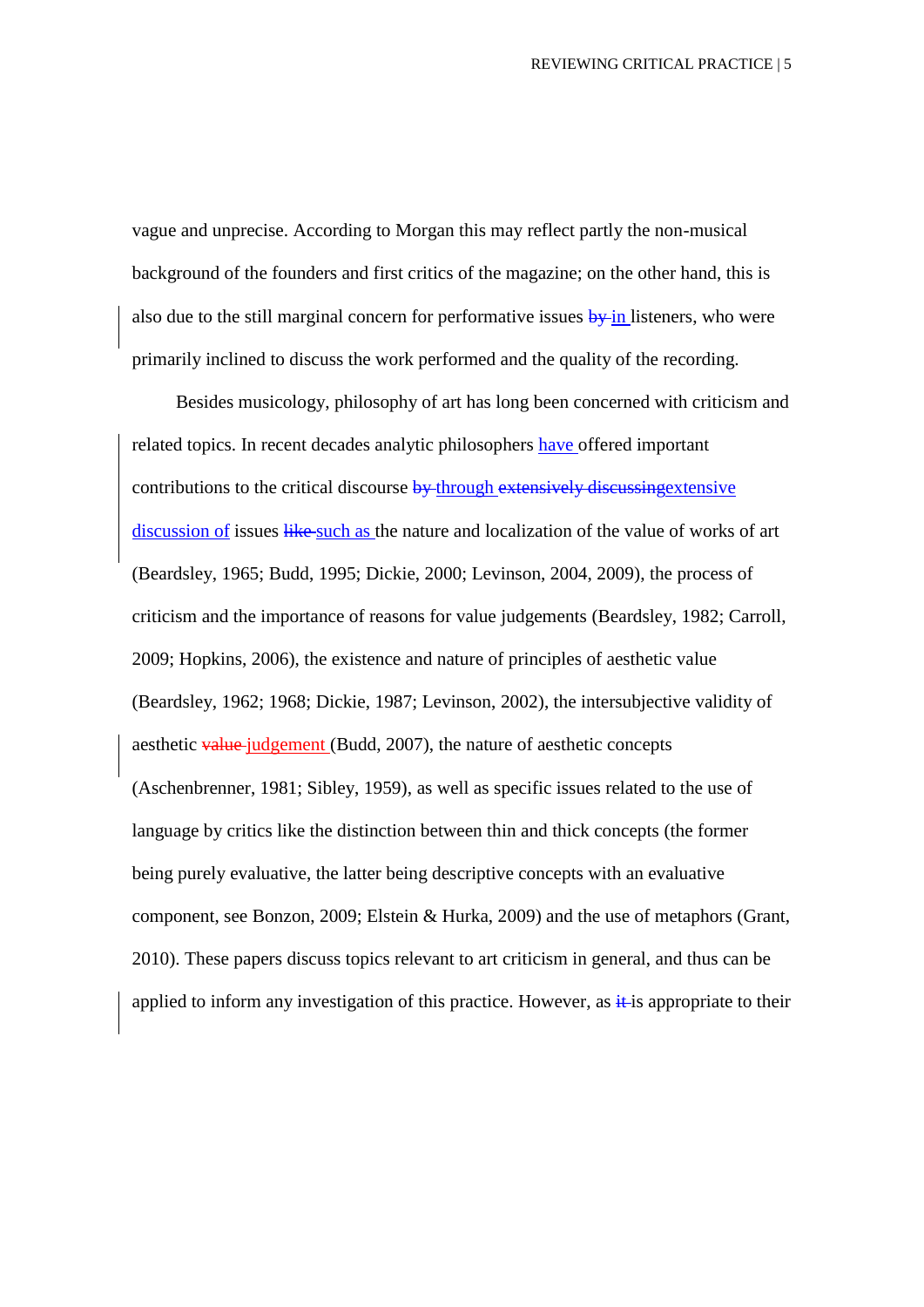vague and unprecise. According to Morgan this may reflect partly the non-musical background of the founders and first critics of the magazine; on the other hand, this is also due to the still marginal concern for performative issues ~~by~~ in listeners, who were primarily inclined to discuss the work performed and the quality of the recording.

Besides musicology, philosophy of art has long been concerned with criticism and related topics. In recent decades analytic philosophers have offered important contributions to the critical discourse ~~by~~ through ~~extensively discussing~~extensive discussion of issues ~~like~~ such as the nature and localization of the value of works of art (Beardsley, 1965; Budd, 1995; Dickie, 2000; Levinson, 2004, 2009), the process of criticism and the importance of reasons for value judgements (Beardsley, 1982; Carroll, 2009; Hopkins, 2006), the existence and nature of principles of aesthetic value (Beardsley, 1962; 1968; Dickie, 1987; Levinson, 2002), the intersubjective validity of aesthetic ~~value~~ judgement (Budd, 2007), the nature of aesthetic concepts (Aschenbrenner, 1981; Sibley, 1959), as well as specific issues related to the use of language by critics like the distinction between thin and thick concepts (the former being purely evaluative, the latter being descriptive concepts with an evaluative component, see Bonzon, 2009; Elstein & Hurka, 2009) and the use of metaphors (Grant, 2010). These papers discuss topics relevant to art criticism in general, and thus can be applied to inform any investigation of this practice. However, as ~~it~~ is appropriate to their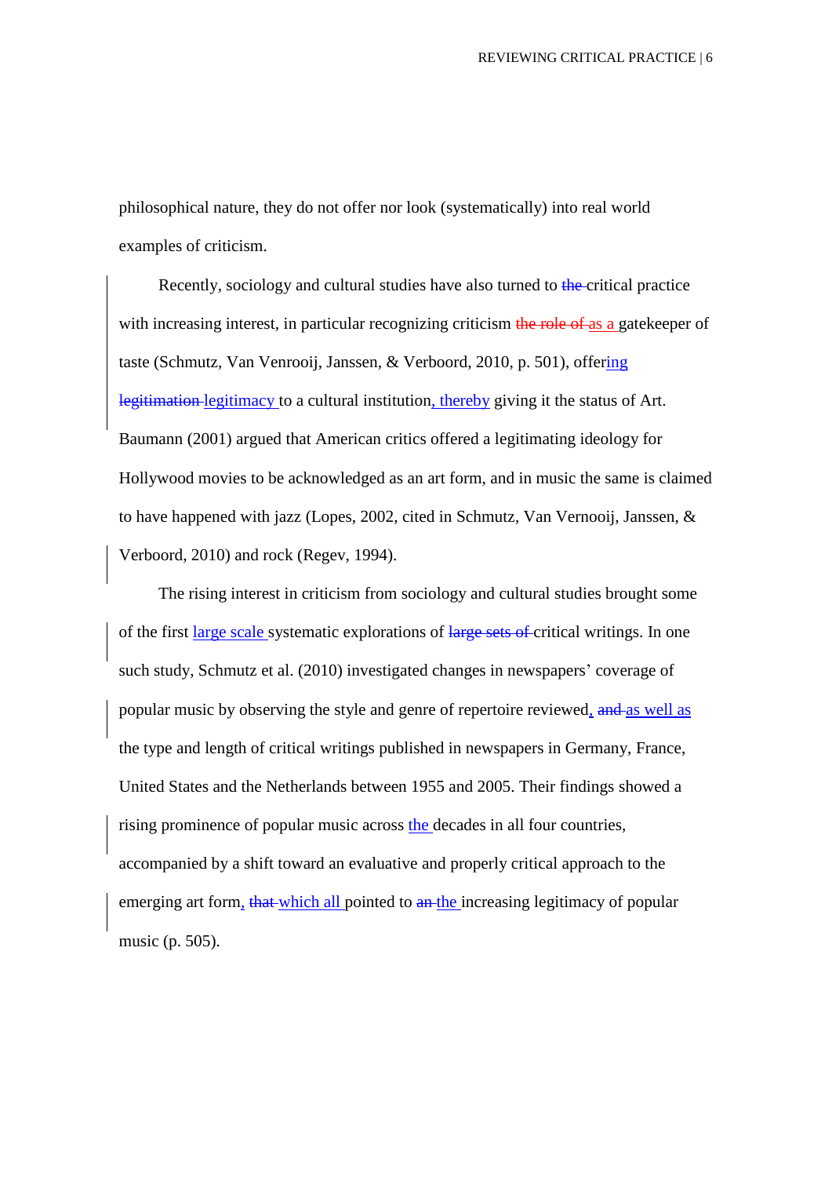philosophical nature, they do not offer nor look (systematically) into real world examples of criticism.

Recently, sociology and cultural studies have also turned to ~~the~~ critical practice with increasing interest, in particular recognizing criticism ~~the role of~~ as a gatekeeper of taste (Schmutz, Van Venrooij, Janssen, & Verboord, 2010, p. 501), offering ~~legitimation~~ legitimacy to a cultural institution, thereby giving it the status of Art. Baumann (2001) argued that American critics offered a legitimating ideology for Hollywood movies to be acknowledged as an art form, and in music the same is claimed to have happened with jazz (Lopes, 2002, cited in Schmutz, Van Vernooij, Janssen, & Verboord, 2010) and rock (Regev, 1994).

The rising interest in criticism from sociology and cultural studies brought some of the first large scale systematic explorations of ~~large sets of~~ critical writings. In one such study, Schmutz et al. (2010) investigated changes in newspapers' coverage of popular music by observing the style and genre of repertoire reviewed, ~~and~~ as well as the type and length of critical writings published in newspapers in Germany, France, United States and the Netherlands between 1955 and 2005. Their findings showed a rising prominence of popular music across the decades in all four countries, accompanied by a shift toward an evaluative and properly critical approach to the emerging art form, ~~that~~ which all pointed to ~~an~~ the increasing legitimacy of popular music (p. 505).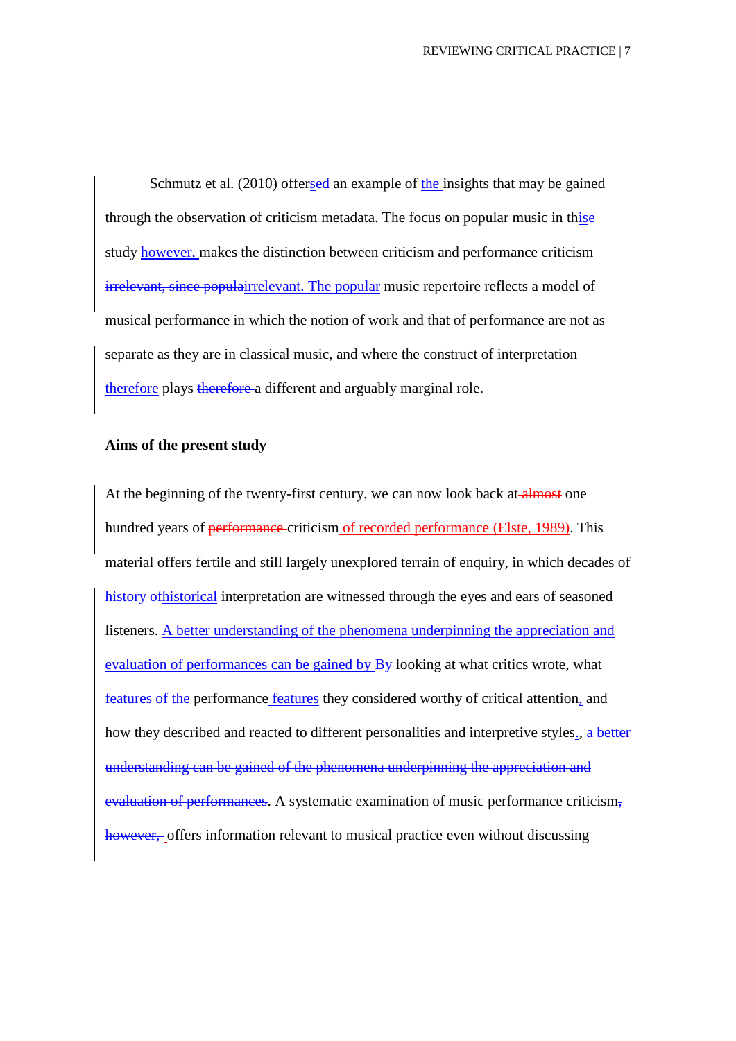Schmutz et al. (2010) offers~~ed~~ an example of the insights that may be gained through the observation of criticism metadata. The focus on popular music in this~~e~~ study however, makes the distinction between criticism and performance criticism ~~irrelevant, since popula~~irrelevant. The popular music repertoire reflects a model of musical performance in which the notion of work and that of performance are not as separate as they are in classical music, and where the construct of interpretation therefore plays ~~therefore~~ a different and arguably marginal role.

**Aims of the present study**

At the beginning of the twenty-first century, we can now look back at ~~almost~~ one hundred years of ~~performance~~ criticism of recorded performance (Elste, 1989). This material offers fertile and still largely unexplored terrain of enquiry, in which decades of ~~history of~~historical interpretation are witnessed through the eyes and ears of seasoned listeners. A better understanding of the phenomena underpinning the appreciation and evaluation of performances can be gained by ~~By~~ looking at what critics wrote, what ~~features of the~~ performance features they considered worthy of critical attention, and how they described and reacted to different personalities and interpretive styles.~~, a better understanding can be gained of the phenomena underpinning the appreciation and evaluation of performances~~. A systematic examination of music performance criticism~~, however,~~ offers information relevant to musical practice even without discussing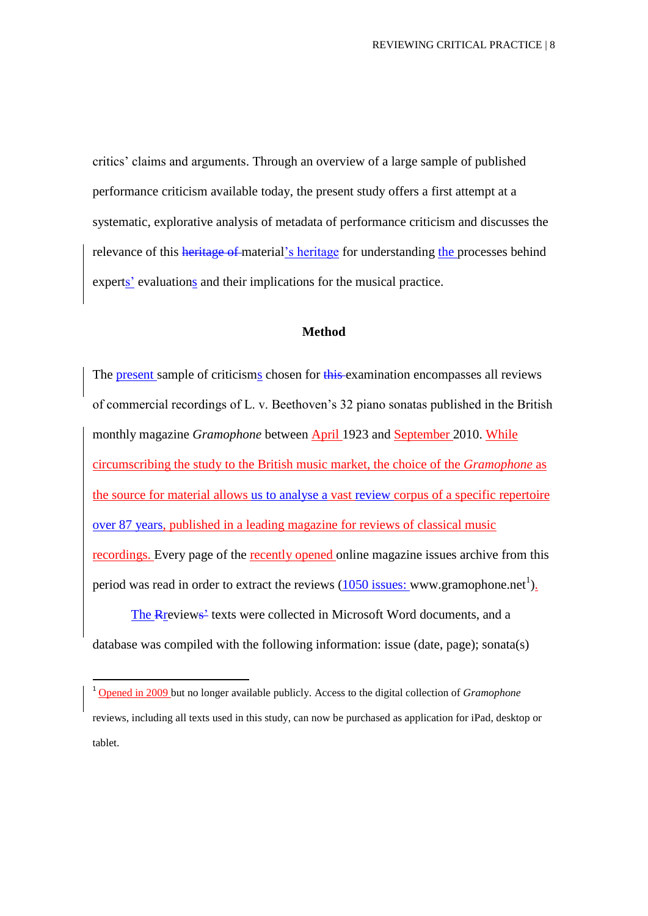critics' claims and arguments. Through an overview of a large sample of published performance criticism available today, the present study offers a first attempt at a systematic, explorative analysis of metadata of performance criticism and discusses the relevance of this material's heritage for understanding the processes behind experts' evaluations and their implications for the musical practice.

## Method

The present sample of criticisms chosen for examination encompasses all reviews of commercial recordings of L. v. Beethoven's 32 piano sonatas published in the British monthly magazine *Gramophone* between April 1923 and September 2010. While circumscribing the study to the British music market, the choice of the *Gramophone* as the source for material allows us to analyse a vast review corpus of a specific repertoire over 87 years, published in a leading magazine for reviews of classical music recordings. Every page of the recently opened online magazine issues archive from this period was read in order to extract the reviews (1050 issues: www.gramophone.net[1]).

The review texts were collected in Microsoft Word documents, and a database was compiled with the following information: issue (date, page); sonata(s)

[1] Opened in 2009 but no longer available publicly. Access to the digital collection of *Gramophone* reviews, including all texts used in this study, can now be purchased as application for iPad, desktop or tablet.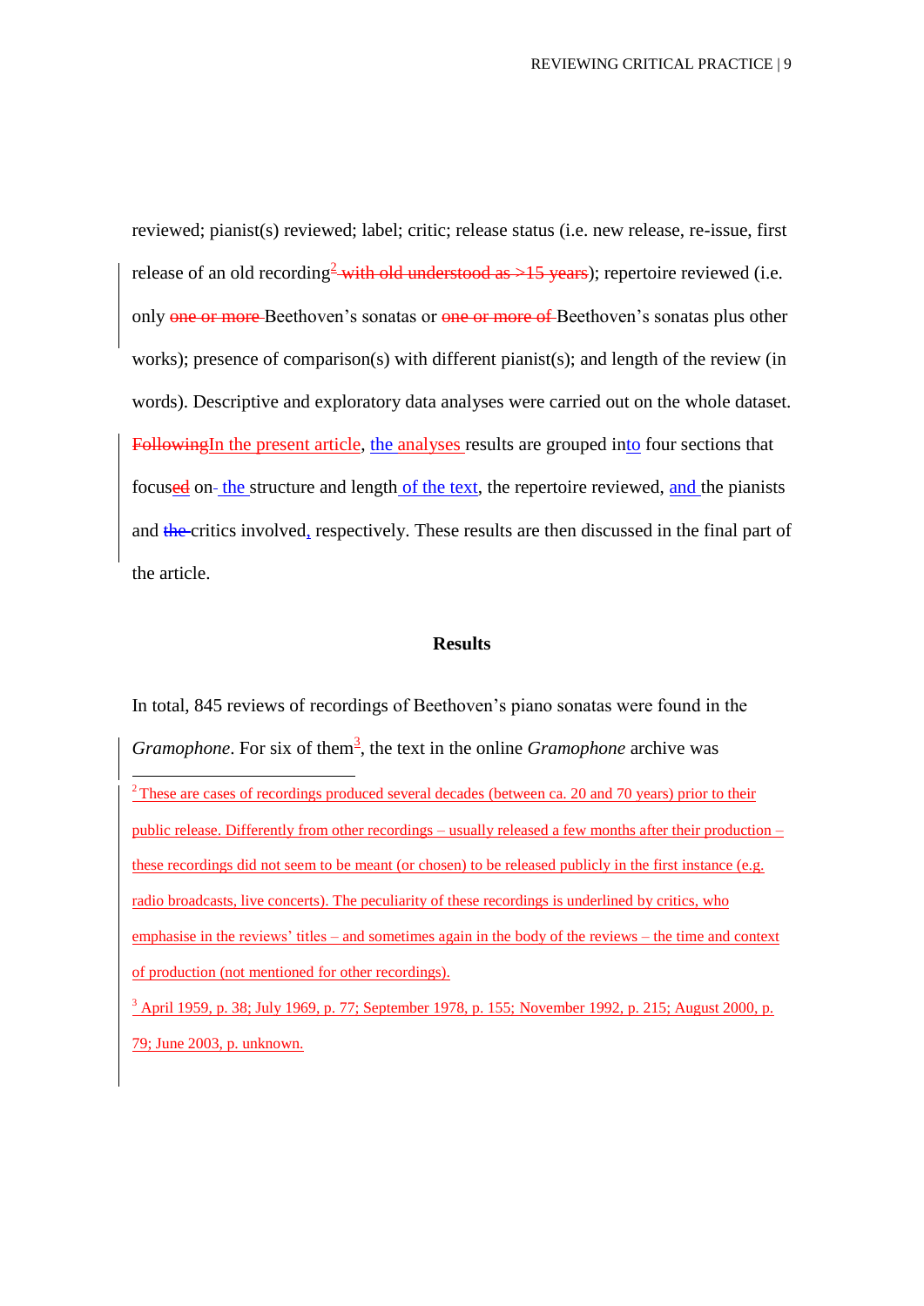reviewed; pianist(s) reviewed; label; critic; release status (i.e. new release, re-issue, first release of an old recording[2]); repertoire reviewed (i.e. only Beethoven's sonatas or Beethoven's sonatas plus other works); presence of comparison(s) with different pianist(s); and length of the review (in words). Descriptive and exploratory data analyses were carried out on the whole dataset. In the present article, the analyses results are grouped into four sections that focus on the structure and length of the text, the repertoire reviewed, and the pianists and critics involved, respectively. These results are then discussed in the final part of the article.

## Results

In total, 845 reviews of recordings of Beethoven's piano sonatas were found in the *Gramophone*. For six of them[3], the text in the online *Gramophone* archive was

---

[2] These are cases of recordings produced several decades (between ca. 20 and 70 years) prior to their public release. Differently from other recordings – usually released a few months after their production – these recordings did not seem to be meant (or chosen) to be released publicly in the first instance (e.g. radio broadcasts, live concerts). The peculiarity of these recordings is underlined by critics, who emphasise in the reviews' titles – and sometimes again in the body of the reviews – the time and context of production (not mentioned for other recordings).

[3] April 1959, p. 38; July 1969, p. 77; September 1978, p. 155; November 1992, p. 215; August 2000, p. 79; June 2003, p. unknown.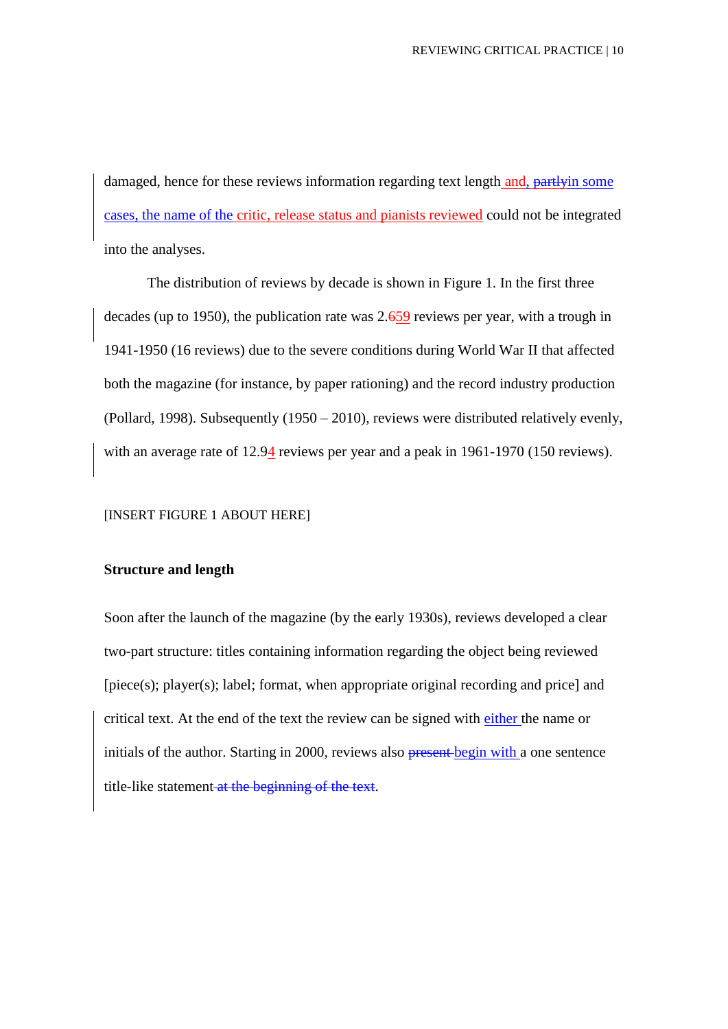damaged, hence for these reviews information regarding text length and, ~~partly~~in some cases, the name of the critic, release status and pianists reviewed could not be integrated into the analyses.

The distribution of reviews by decade is shown in Figure 1. In the first three decades (up to 1950), the publication rate was 2.~~6~~59 reviews per year, with a trough in 1941-1950 (16 reviews) due to the severe conditions during World War II that affected both the magazine (for instance, by paper rationing) and the record industry production (Pollard, 1998). Subsequently (1950 – 2010), reviews were distributed relatively evenly, with an average rate of 12.94 reviews per year and a peak in 1961-1970 (150 reviews).

[INSERT FIGURE 1 ABOUT HERE]

**Structure and length**

Soon after the launch of the magazine (by the early 1930s), reviews developed a clear two-part structure: titles containing information regarding the object being reviewed [piece(s); player(s); label; format, when appropriate original recording and price] and critical text. At the end of the text the review can be signed with either the name or initials of the author. Starting in 2000, reviews also ~~present~~ begin with a one sentence title-like statement~~ at the beginning of the text~~.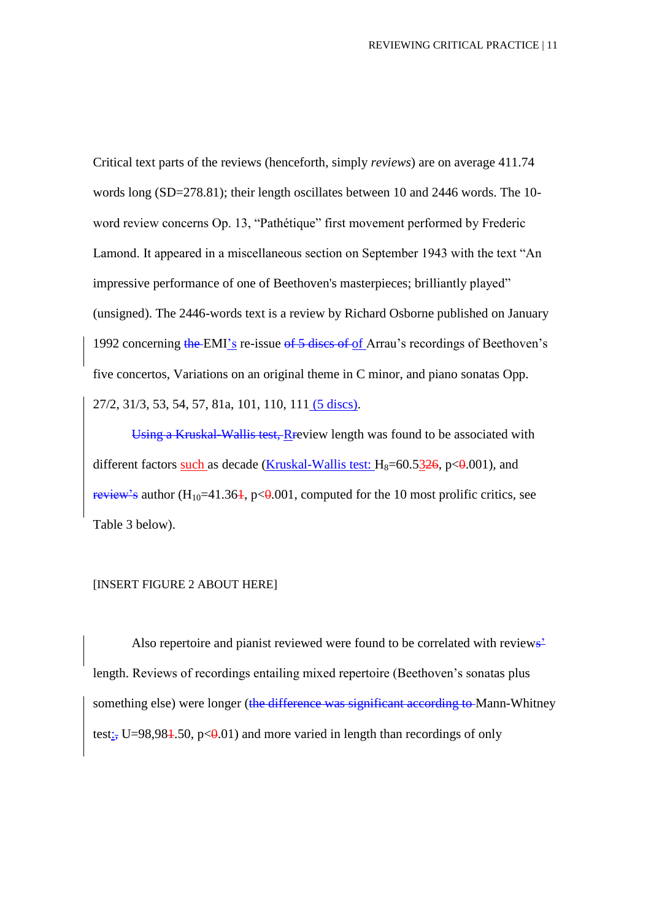Critical text parts of the reviews (henceforth, simply *reviews*) are on average 411.74 words long (SD=278.81); their length oscillates between 10 and 2446 words. The 10-word review concerns Op. 13, "Pathétique" first movement performed by Frederic Lamond. It appeared in a miscellaneous section on September 1943 with the text "An impressive performance of one of Beethoven's masterpieces; brilliantly played" (unsigned). The 2446-words text is a review by Richard Osborne published on January 1992 concerning EMI's re-issue of Arrau's recordings of Beethoven's five concertos, Variations on an original theme in C minor, and piano sonatas Opp. 27/2, 31/3, 53, 54, 57, 81a, 101, 110, 111 (5 discs).

Review length was found to be associated with different factors such as decade (Kruskal-Wallis test: $H_8=60.53$, $p<.001$), and author ($H_{10}=41.36$, $p<.001$, computed for the 10 most prolific critics, see Table 3 below).

[INSERT FIGURE 2 ABOUT HERE]

Also repertoire and pianist reviewed were found to be correlated with review length. Reviews of recordings entailing mixed repertoire (Beethoven's sonatas plus something else) were longer (Mann-Whitney test: $U=98,98.50$, $p<.01$) and more varied in length than recordings of only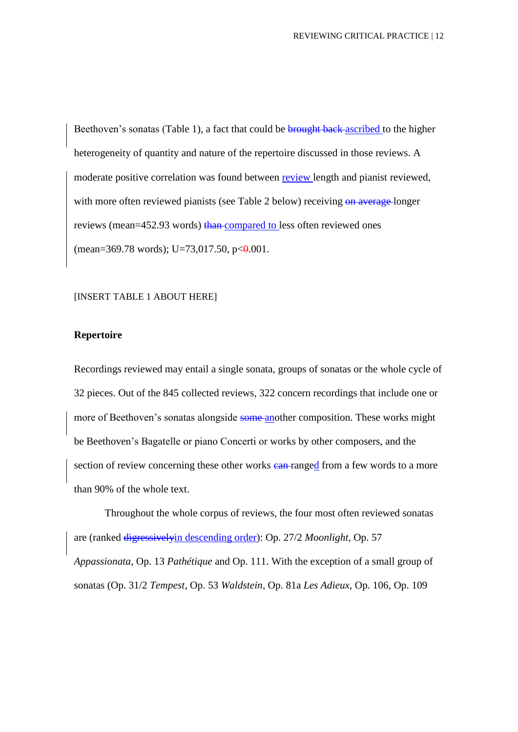Beethoven's sonatas (Table 1), a fact that could be ~~brought back~~ ascribed to the higher heterogeneity of quantity and nature of the repertoire discussed in those reviews. A moderate positive correlation was found between review length and pianist reviewed, with more often reviewed pianists (see Table 2 below) receiving ~~on average~~ longer reviews (mean=452.93 words) ~~than~~ compared to less often reviewed ones (mean=369.78 words); U=73,017.50, p<~~0~~.001.

[INSERT TABLE 1 ABOUT HERE]

**Repertoire**

Recordings reviewed may entail a single sonata, groups of sonatas or the whole cycle of 32 pieces. Out of the 845 collected reviews, 322 concern recordings that include one or more of Beethoven's sonatas alongside ~~some~~ another composition. These works might be Beethoven's Bagatelle or piano Concerti or works by other composers, and the section of review concerning these other works ~~can~~ ranged from a few words to a more than 90% of the whole text.

Throughout the whole corpus of reviews, the four most often reviewed sonatas are (ranked ~~digressively~~in descending order): Op. 27/2 *Moonlight*, Op. 57 *Appassionata*, Op. 13 *Pathétique* and Op. 111. With the exception of a small group of sonatas (Op. 31/2 *Tempest*, Op. 53 *Waldstein*, Op. 81a *Les Adieux*, Op. 106, Op. 109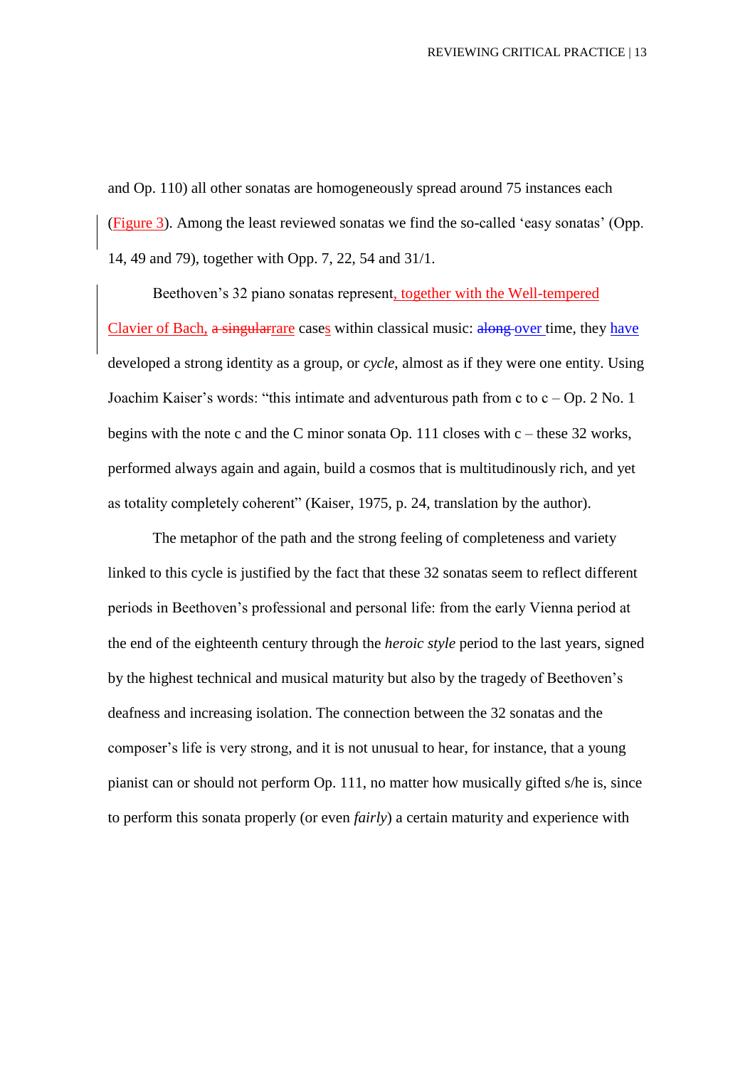and Op. 110) all other sonatas are homogeneously spread around 75 instances each (Figure 3). Among the least reviewed sonatas we find the so-called 'easy sonatas' (Opp. 14, 49 and 79), together with Opp. 7, 22, 54 and 31/1.

Beethoven's 32 piano sonatas represent, together with the Well-tempered Clavier of Bach, ~~a singular~~rare cases within classical music: ~~along~~ over time, they have developed a strong identity as a group, or *cycle*, almost as if they were one entity. Using Joachim Kaiser's words: "this intimate and adventurous path from c to c – Op. 2 No. 1 begins with the note c and the C minor sonata Op. 111 closes with c – these 32 works, performed always again and again, build a cosmos that is multitudinously rich, and yet as totality completely coherent" (Kaiser, 1975, p. 24, translation by the author).

The metaphor of the path and the strong feeling of completeness and variety linked to this cycle is justified by the fact that these 32 sonatas seem to reflect different periods in Beethoven's professional and personal life: from the early Vienna period at the end of the eighteenth century through the *heroic style* period to the last years, signed by the highest technical and musical maturity but also by the tragedy of Beethoven's deafness and increasing isolation. The connection between the 32 sonatas and the composer's life is very strong, and it is not unusual to hear, for instance, that a young pianist can or should not perform Op. 111, no matter how musically gifted s/he is, since to perform this sonata properly (or even *fairly*) a certain maturity and experience with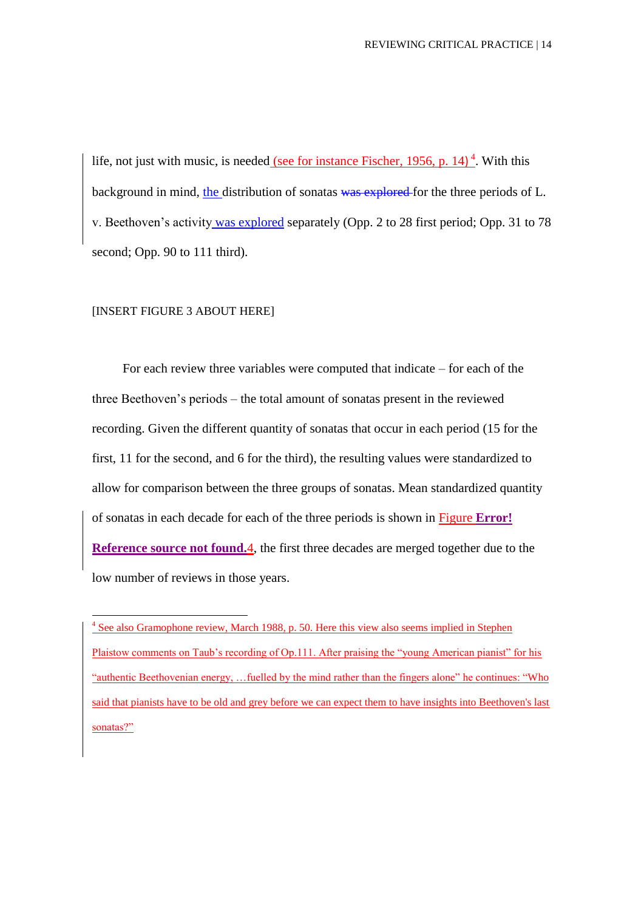life, not just with music, is needed (see for instance Fischer, 1956, p. 14) [4]. With this background in mind, the distribution of sonatas ~~was explored~~ for the three periods of L. v. Beethoven's activity was explored separately (Opp. 2 to 28 first period; Opp. 31 to 78 second; Opp. 90 to 111 third).

[INSERT FIGURE 3 ABOUT HERE]

For each review three variables were computed that indicate – for each of the three Beethoven's periods – the total amount of sonatas present in the reviewed recording. Given the different quantity of sonatas that occur in each period (15 for the first, 11 for the second, and 6 for the third), the resulting values were standardized to allow for comparison between the three groups of sonatas. Mean standardized quantity of sonatas in each decade for each of the three periods is shown in Figure **Error! Reference source not found.**4, the first three decades are merged together due to the low number of reviews in those years.

---

[4] See also Gramophone review, March 1988, p. 50. Here this view also seems implied in Stephen Plaistow comments on Taub's recording of Op.111. After praising the "young American pianist" for his "authentic Beethovenian energy, …fuelled by the mind rather than the fingers alone" he continues: "Who said that pianists have to be old and grey before we can expect them to have insights into Beethoven's last sonatas?"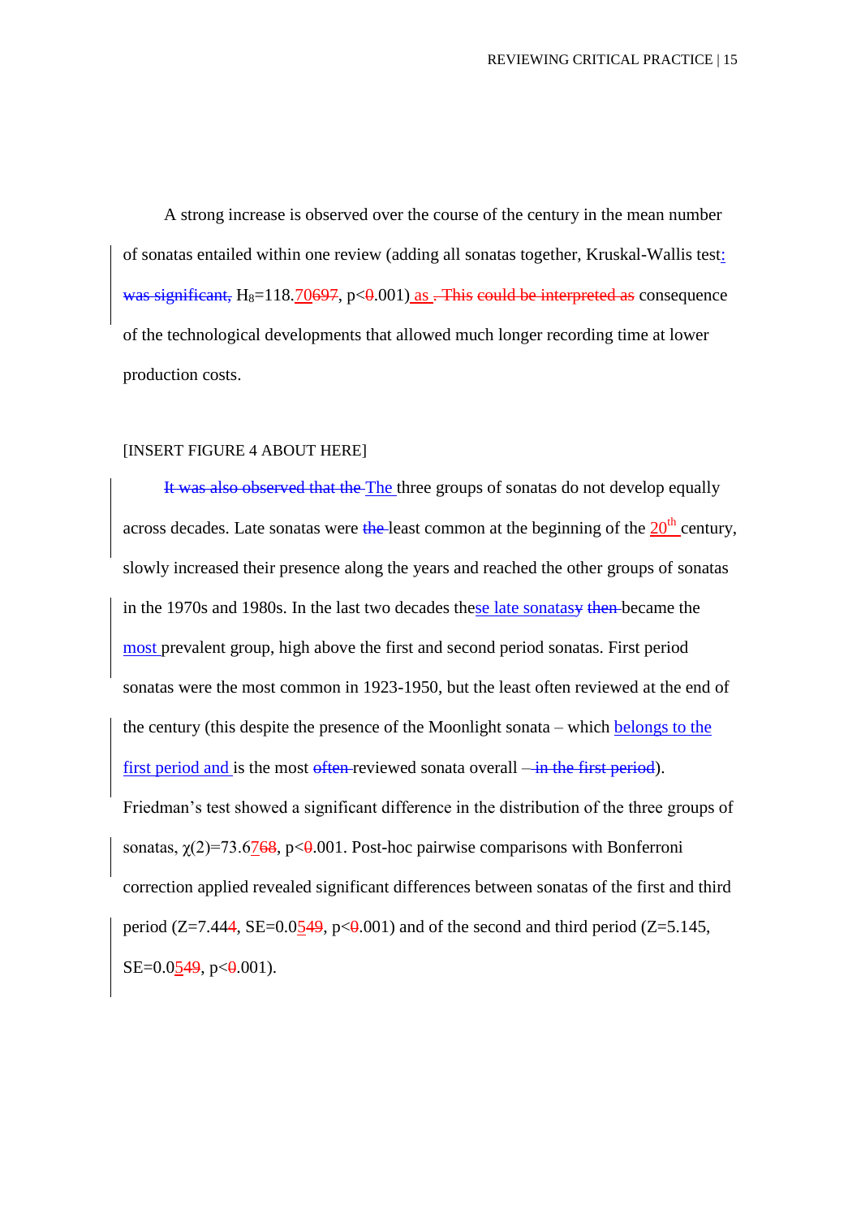A strong increase is observed over the course of the century in the mean number of sonatas entailed within one review (adding all sonatas together, Kruskal-Wallis test: ~~was significant,~~ $H_8$=118.70~~697~~, p<~~0~~.001) as ~~. This could be interpreted as~~ consequence of the technological developments that allowed much longer recording time at lower production costs.

[INSERT FIGURE 4 ABOUT HERE]

~~It was also observed that the~~ The three groups of sonatas do not develop equally across decades. Late sonatas were ~~the~~ least common at the beginning of the 20th century, slowly increased their presence along the years and reached the other groups of sonatas in the 1970s and 1980s. In the last two decades these late sonatas~~y~~ ~~then~~ became the most prevalent group, high above the first and second period sonatas. First period sonatas were the most common in 1923-1950, but the least often reviewed at the end of the century (this despite the presence of the Moonlight sonata – which belongs to the first period and is the most ~~often~~ reviewed sonata overall ~~– in the first period~~). Friedman's test showed a significant difference in the distribution of the three groups of sonatas, $\chi(2)$=73.67~~68~~, p<~~0~~.001. Post-hoc pairwise comparisons with Bonferroni correction applied revealed significant differences between sonatas of the first and third period (Z=7.44~~4~~, SE=0.05~~49~~, p<~~0~~.001) and of the second and third period (Z=5.145, SE=0.05~~49~~, p<~~0~~.001).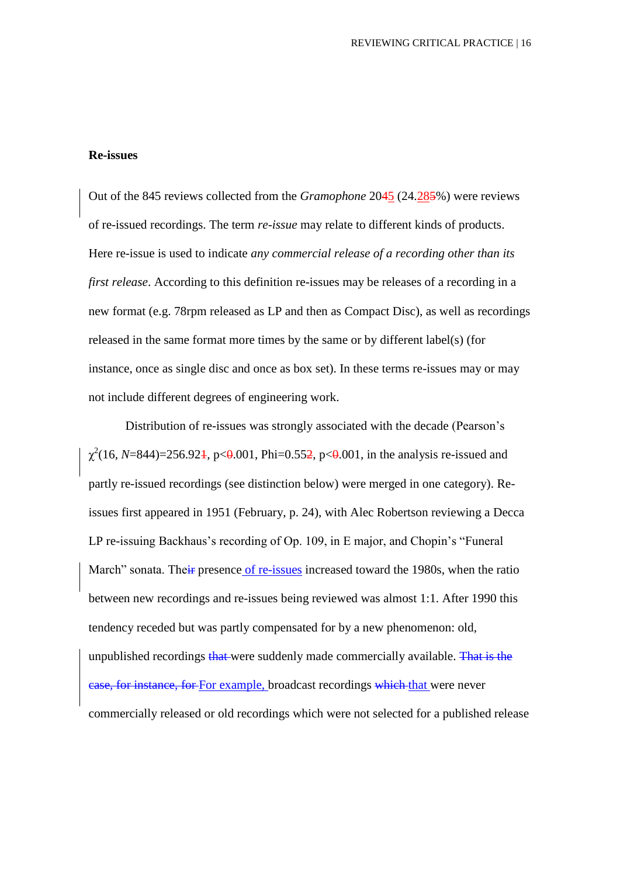**Re-issues**

Out of the 845 reviews collected from the *Gramophone* 205 (24.28%) were reviews of re-issued recordings. The term *re-issue* may relate to different kinds of products. Here re-issue is used to indicate *any commercial release of a recording other than its first release*. According to this definition re-issues may be releases of a recording in a new format (e.g. 78rpm released as LP and then as Compact Disc), as well as recordings released in the same format more times by the same or by different label(s) (for instance, once as single disc and once as box set). In these terms re-issues may or may not include different degrees of engineering work.

Distribution of re-issues was strongly associated with the decade (Pearson's $\chi^2(16, N=844)=256.92$, $p<.001$, Phi=0.55, $p<.001$, in the analysis re-issued and partly re-issued recordings (see distinction below) were merged in one category). Re-issues first appeared in 1951 (February, p. 24), with Alec Robertson reviewing a Decca LP re-issuing Backhaus's recording of Op. 109, in E major, and Chopin's "Funeral March" sonata. The presence of re-issues increased toward the 1980s, when the ratio between new recordings and re-issues being reviewed was almost 1:1. After 1990 this tendency receded but was partly compensated for by a new phenomenon: old, unpublished recordings were suddenly made commercially available. For example, broadcast recordings that were never commercially released or old recordings which were not selected for a published release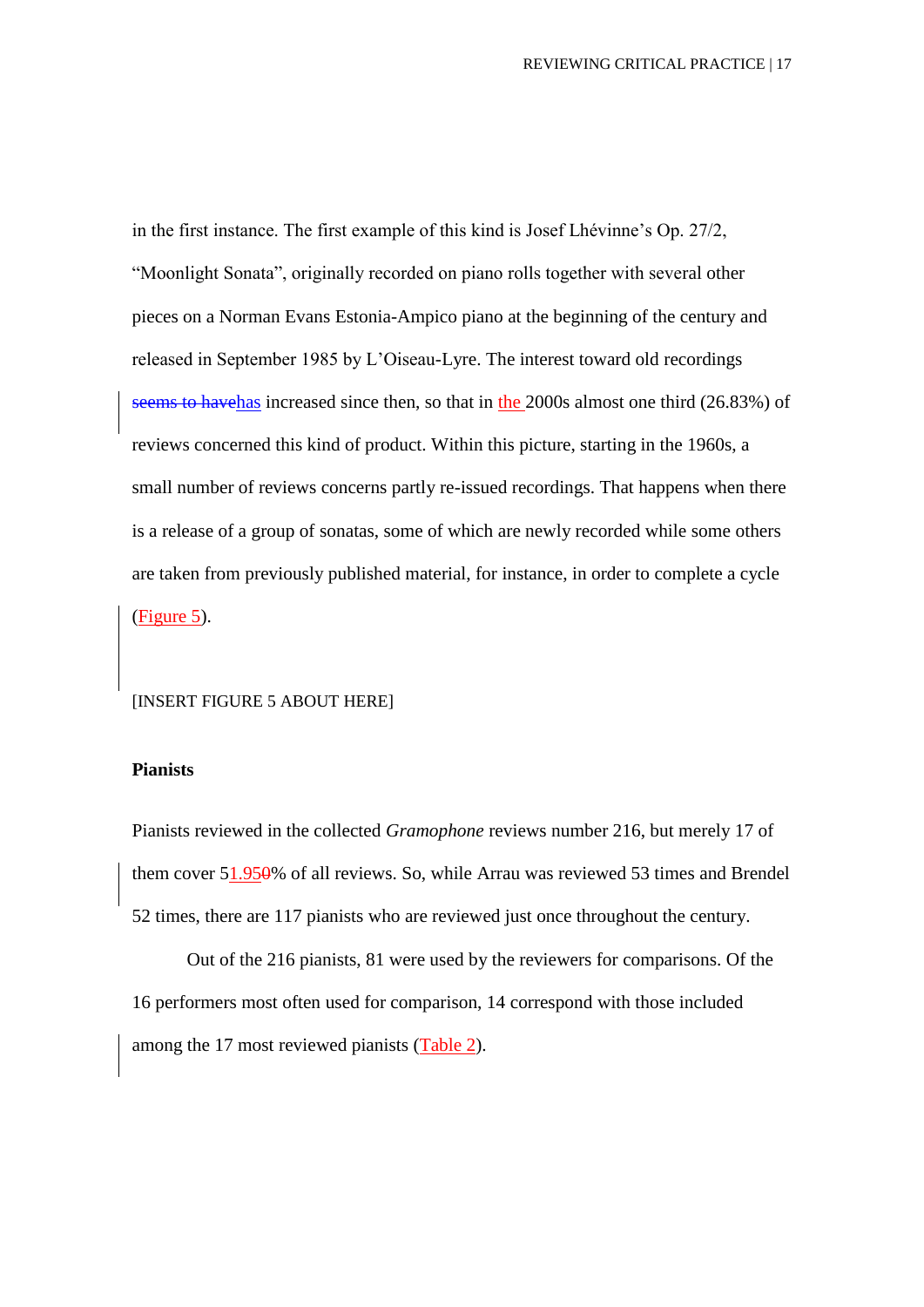in the first instance. The first example of this kind is Josef Lhévinne's Op. 27/2, "Moonlight Sonata", originally recorded on piano rolls together with several other pieces on a Norman Evans Estonia-Ampico piano at the beginning of the century and released in September 1985 by L'Oiseau-Lyre. The interest toward old recordings has increased since then, so that in the 2000s almost one third (26.83%) of reviews concerned this kind of product. Within this picture, starting in the 1960s, a small number of reviews concerns partly re-issued recordings. That happens when there is a release of a group of sonatas, some of which are newly recorded while some others are taken from previously published material, for instance, in order to complete a cycle (Figure 5).

[INSERT FIGURE 5 ABOUT HERE]

**Pianists**

Pianists reviewed in the collected *Gramophone* reviews number 216, but merely 17 of them cover 51.95% of all reviews. So, while Arrau was reviewed 53 times and Brendel 52 times, there are 117 pianists who are reviewed just once throughout the century.

Out of the 216 pianists, 81 were used by the reviewers for comparisons. Of the 16 performers most often used for comparison, 14 correspond with those included among the 17 most reviewed pianists (Table 2).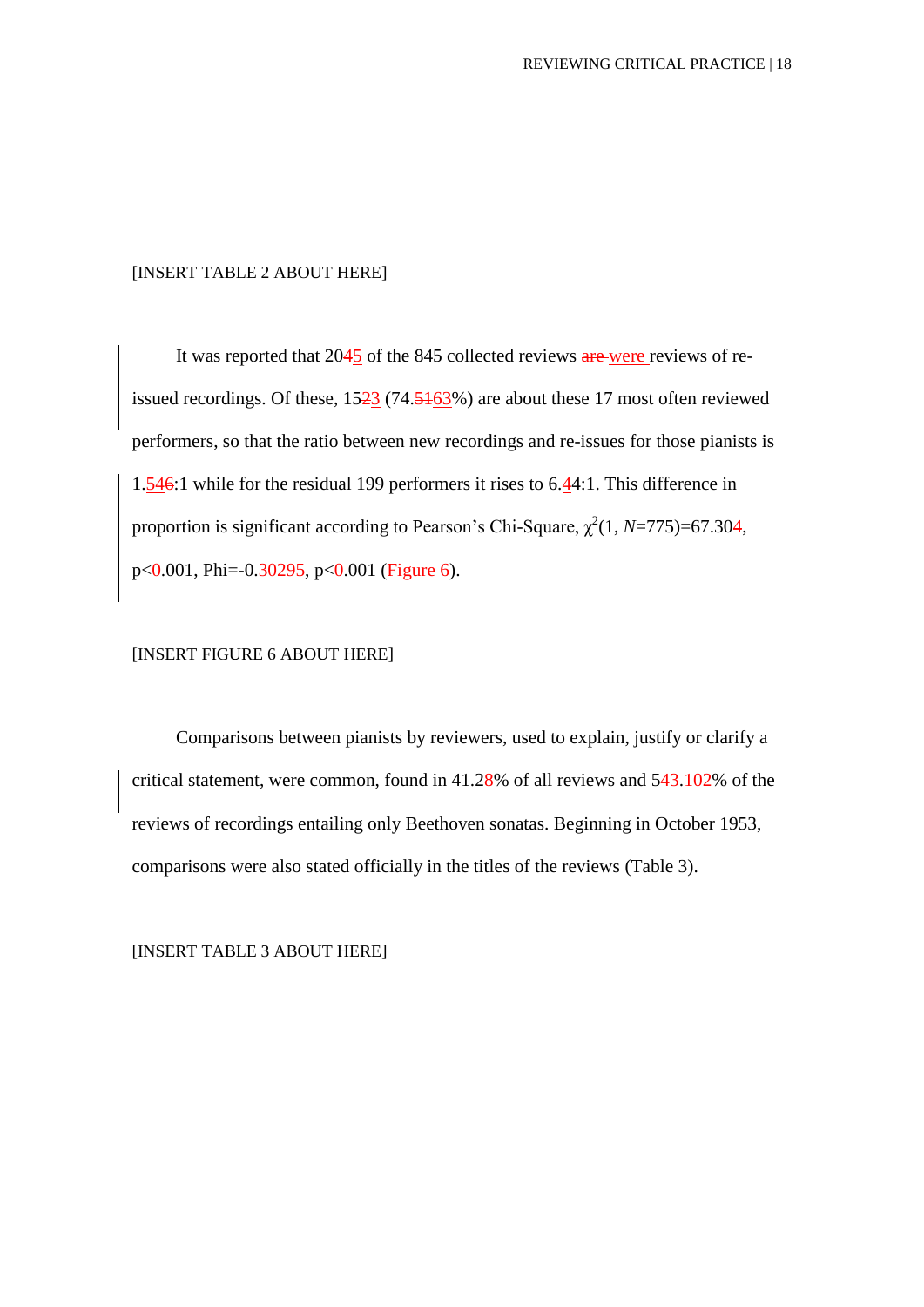[INSERT TABLE 2 ABOUT HERE]

It was reported that 20~~4~~5 of the 845 collected reviews ~~are~~ were reviews of re-issued recordings. Of these, 15~~2~~3 (74.~~51~~63%) are about these 17 most often reviewed performers, so that the ratio between new recordings and re-issues for those pianists is 1.54~~6~~:1 while for the residual 199 performers it rises to 6.44:1. This difference in proportion is significant according to Pearson's Chi-Square, $\chi^2(1, N=775)=67.304$, p<~~0~~.001, Phi=-0.30~~295~~, p<~~0~~.001 (Figure 6).

[INSERT FIGURE 6 ABOUT HERE]

Comparisons between pianists by reviewers, used to explain, justify or clarify a critical statement, were common, found in 41.28% of all reviews and 54~~3~~.~~1~~02% of the reviews of recordings entailing only Beethoven sonatas. Beginning in October 1953, comparisons were also stated officially in the titles of the reviews (Table 3).

[INSERT TABLE 3 ABOUT HERE]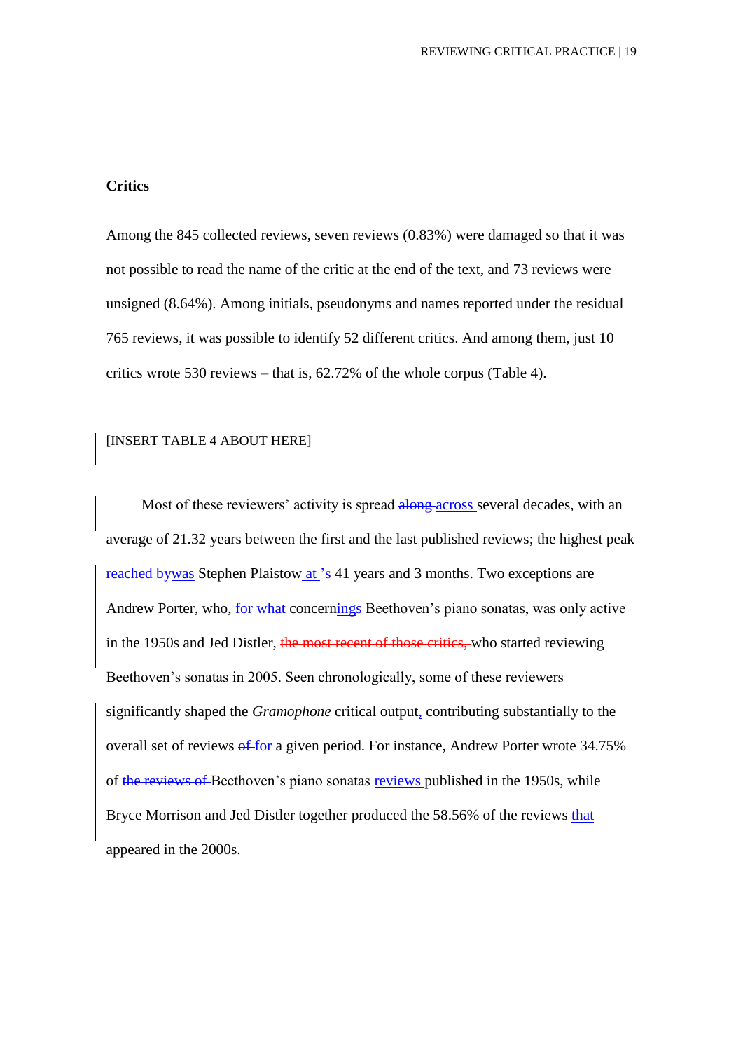**Critics**

Among the 845 collected reviews, seven reviews (0.83%) were damaged so that it was not possible to read the name of the critic at the end of the text, and 73 reviews were unsigned (8.64%). Among initials, pseudonyms and names reported under the residual 765 reviews, it was possible to identify 52 different critics. And among them, just 10 critics wrote 530 reviews – that is, 62.72% of the whole corpus (Table 4).

[INSERT TABLE 4 ABOUT HERE]

Most of these reviewers' activity is spread ~~along~~ across several decades, with an average of 21.32 years between the first and the last published reviews; the highest peak ~~reached by~~was Stephen Plaistow at ~~'s~~ 41 years and 3 months. Two exceptions are Andrew Porter, who, ~~for what~~ concerning~~s~~ Beethoven's piano sonatas, was only active in the 1950s and Jed Distler, ~~the most recent of those critics,~~ who started reviewing Beethoven's sonatas in 2005. Seen chronologically, some of these reviewers significantly shaped the *Gramophone* critical output, contributing substantially to the overall set of reviews ~~of~~ for a given period. For instance, Andrew Porter wrote 34.75% of ~~the reviews of~~ Beethoven's piano sonatas reviews published in the 1950s, while Bryce Morrison and Jed Distler together produced the 58.56% of the reviews that appeared in the 2000s.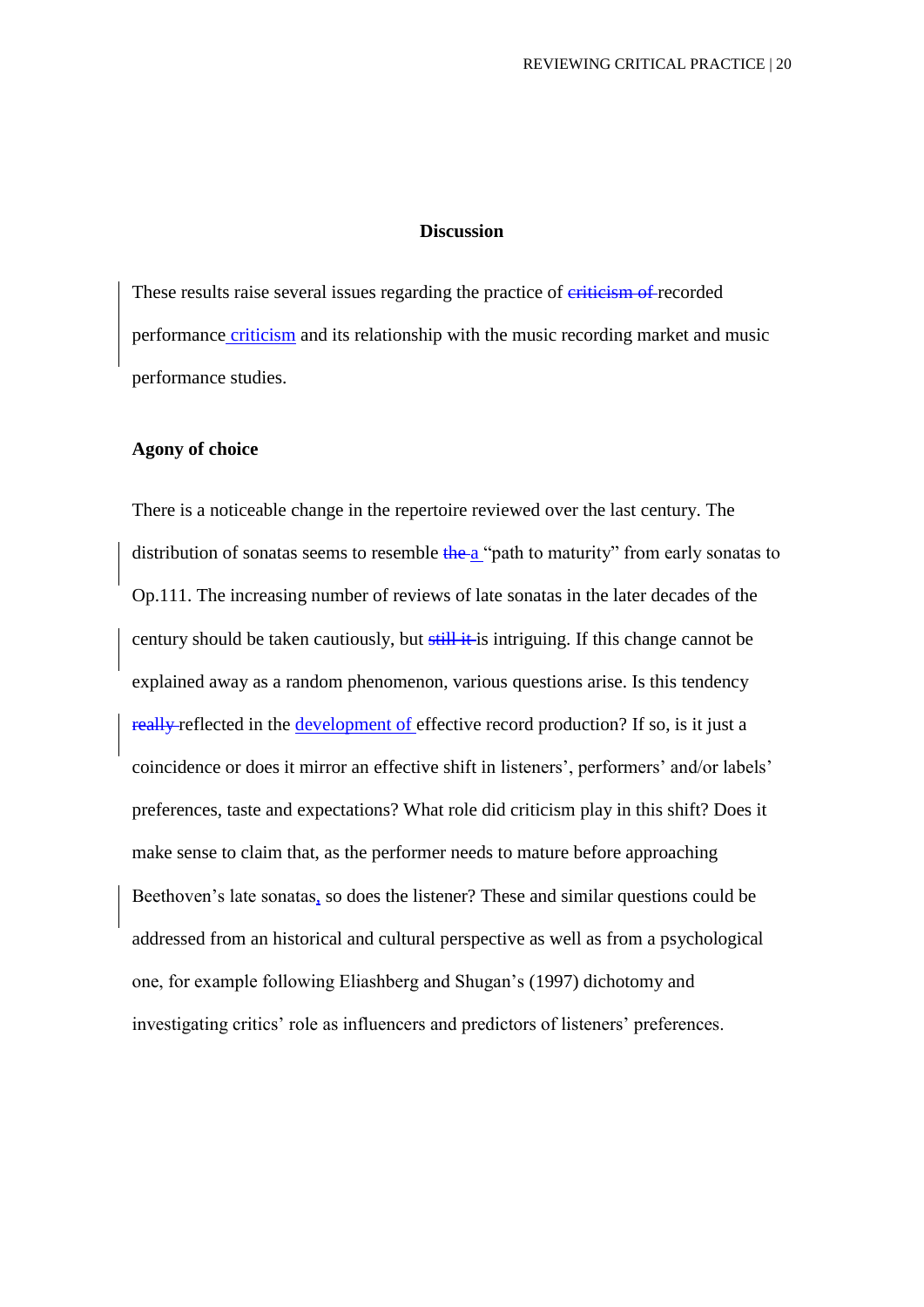## Discussion

These results raise several issues regarding the practice of ~~criticism of~~ recorded performance criticism and its relationship with the music recording market and music performance studies.

### Agony of choice

There is a noticeable change in the repertoire reviewed over the last century. The distribution of sonatas seems to resemble ~~the~~ a "path to maturity" from early sonatas to Op.111. The increasing number of reviews of late sonatas in the later decades of the century should be taken cautiously, but ~~still it~~ is intriguing. If this change cannot be explained away as a random phenomenon, various questions arise. Is this tendency ~~really~~ reflected in the development of effective record production? If so, is it just a coincidence or does it mirror an effective shift in listeners', performers' and/or labels' preferences, taste and expectations? What role did criticism play in this shift? Does it make sense to claim that, as the performer needs to mature before approaching Beethoven's late sonatas, so does the listener? These and similar questions could be addressed from an historical and cultural perspective as well as from a psychological one, for example following Eliashberg and Shugan's (1997) dichotomy and investigating critics' role as influencers and predictors of listeners' preferences.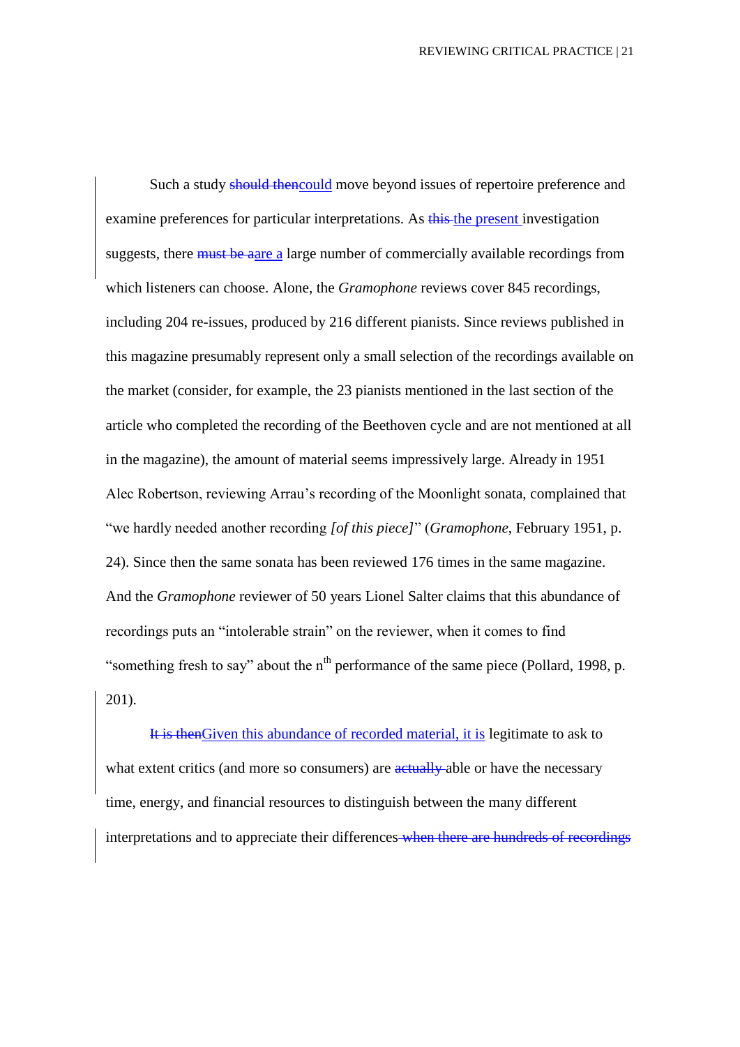Such a study ~~should then~~could move beyond issues of repertoire preference and examine preferences for particular interpretations. As ~~this~~ the present investigation suggests, there ~~must be a~~are a large number of commercially available recordings from which listeners can choose. Alone, the *Gramophone* reviews cover 845 recordings, including 204 re-issues, produced by 216 different pianists. Since reviews published in this magazine presumably represent only a small selection of the recordings available on the market (consider, for example, the 23 pianists mentioned in the last section of the article who completed the recording of the Beethoven cycle and are not mentioned at all in the magazine), the amount of material seems impressively large. Already in 1951 Alec Robertson, reviewing Arrau's recording of the Moonlight sonata, complained that "we hardly needed another recording *[of this piece]*" (*Gramophone*, February 1951, p. 24). Since then the same sonata has been reviewed 176 times in the same magazine. And the *Gramophone* reviewer of 50 years Lionel Salter claims that this abundance of recordings puts an "intolerable strain" on the reviewer, when it comes to find "something fresh to say" about the $n^{th}$ performance of the same piece (Pollard, 1998, p. 201).

~~It is then~~Given this abundance of recorded material, it is legitimate to ask to what extent critics (and more so consumers) are ~~actually~~ able or have the necessary time, energy, and financial resources to distinguish between the many different interpretations and to appreciate their differences~~ when there are hundreds of recordings~~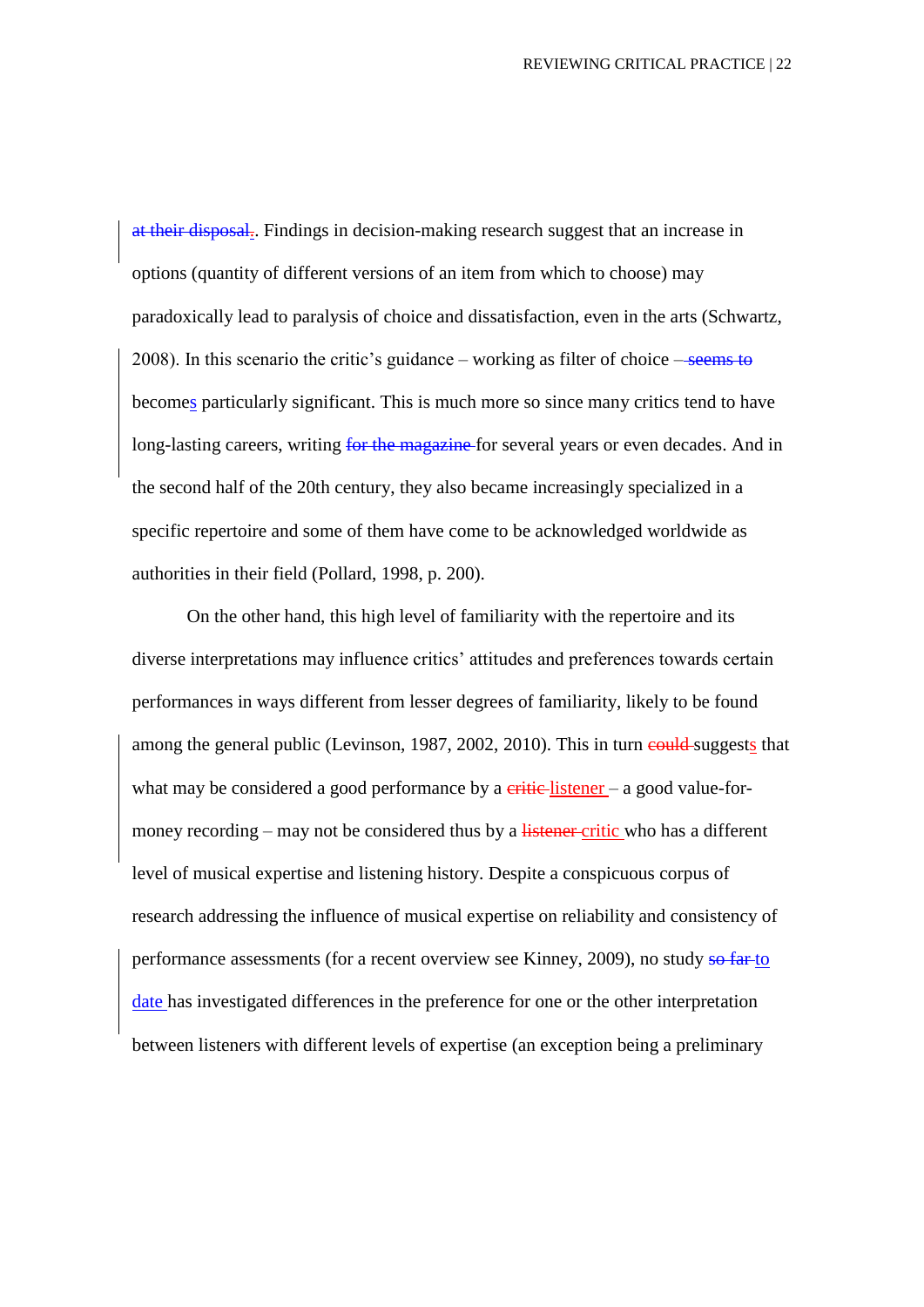~~at their disposal.~~. Findings in decision-making research suggest that an increase in options (quantity of different versions of an item from which to choose) may paradoxically lead to paralysis of choice and dissatisfaction, even in the arts (Schwartz, 2008). In this scenario the critic's guidance – working as filter of choice – ~~seems to~~ becomes particularly significant. This is much more so since many critics tend to have long-lasting careers, writing ~~for the magazine~~ for several years or even decades. And in the second half of the 20th century, they also became increasingly specialized in a specific repertoire and some of them have come to be acknowledged worldwide as authorities in their field (Pollard, 1998, p. 200).

On the other hand, this high level of familiarity with the repertoire and its diverse interpretations may influence critics' attitudes and preferences towards certain performances in ways different from lesser degrees of familiarity, likely to be found among the general public (Levinson, 1987, 2002, 2010). This in turn ~~could~~ suggests that what may be considered a good performance by a ~~critic~~ listener – a good value-for-money recording – may not be considered thus by a ~~listener~~ critic who has a different level of musical expertise and listening history. Despite a conspicuous corpus of research addressing the influence of musical expertise on reliability and consistency of performance assessments (for a recent overview see Kinney, 2009), no study ~~so far~~ to date has investigated differences in the preference for one or the other interpretation between listeners with different levels of expertise (an exception being a preliminary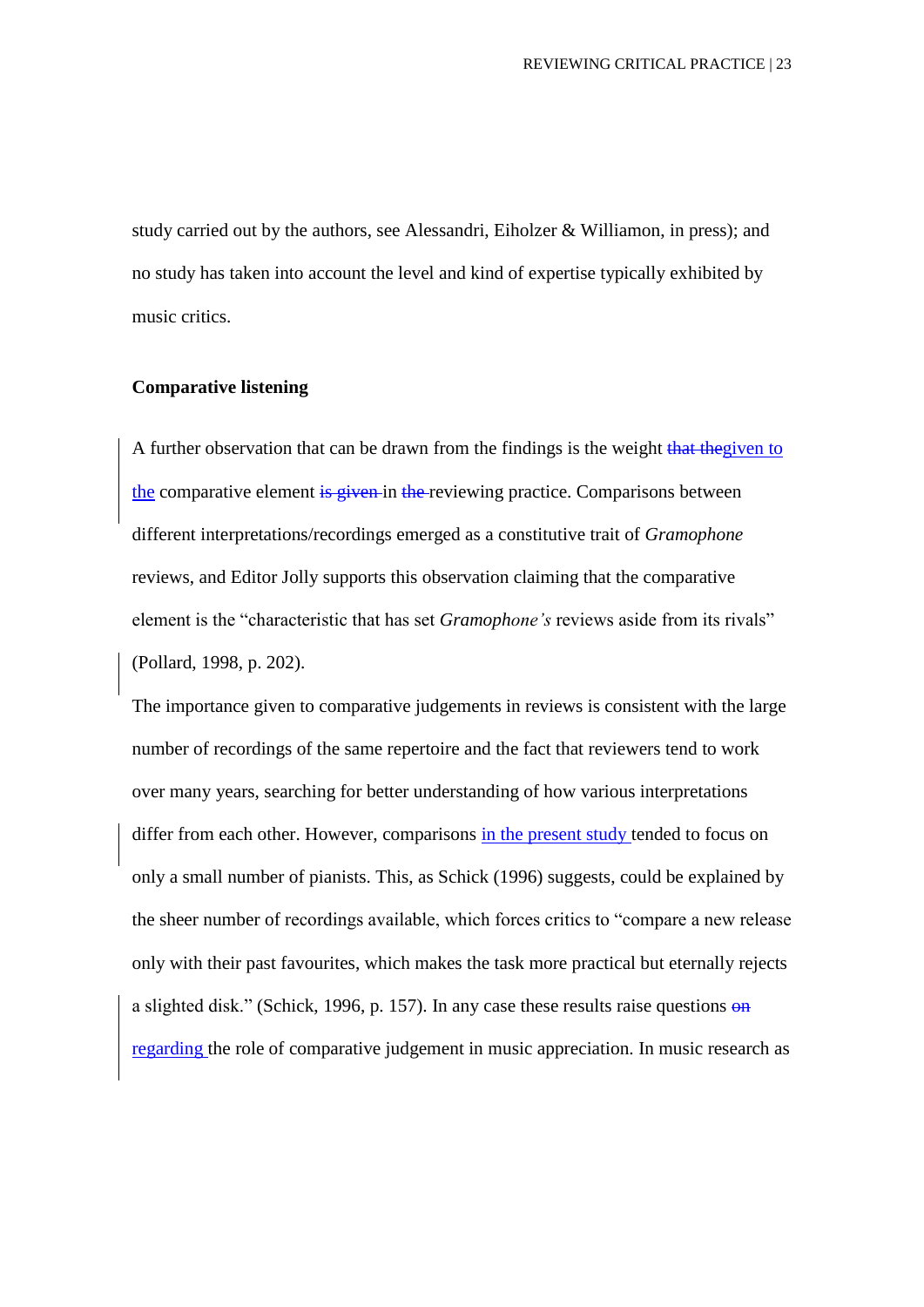study carried out by the authors, see Alessandri, Eiholzer & Williamon, in press); and no study has taken into account the level and kind of expertise typically exhibited by music critics.

**Comparative listening**

A further observation that can be drawn from the findings is the weight ~~that the~~given to the comparative element ~~is given~~ in ~~the~~ reviewing practice. Comparisons between different interpretations/recordings emerged as a constitutive trait of *Gramophone* reviews, and Editor Jolly supports this observation claiming that the comparative element is the "characteristic that has set *Gramophone's* reviews aside from its rivals" (Pollard, 1998, p. 202).

The importance given to comparative judgements in reviews is consistent with the large number of recordings of the same repertoire and the fact that reviewers tend to work over many years, searching for better understanding of how various interpretations differ from each other. However, comparisons in the present study tended to focus on only a small number of pianists. This, as Schick (1996) suggests, could be explained by the sheer number of recordings available, which forces critics to "compare a new release only with their past favourites, which makes the task more practical but eternally rejects a slighted disk." (Schick, 1996, p. 157). In any case these results raise questions ~~on~~ regarding the role of comparative judgement in music appreciation. In music research as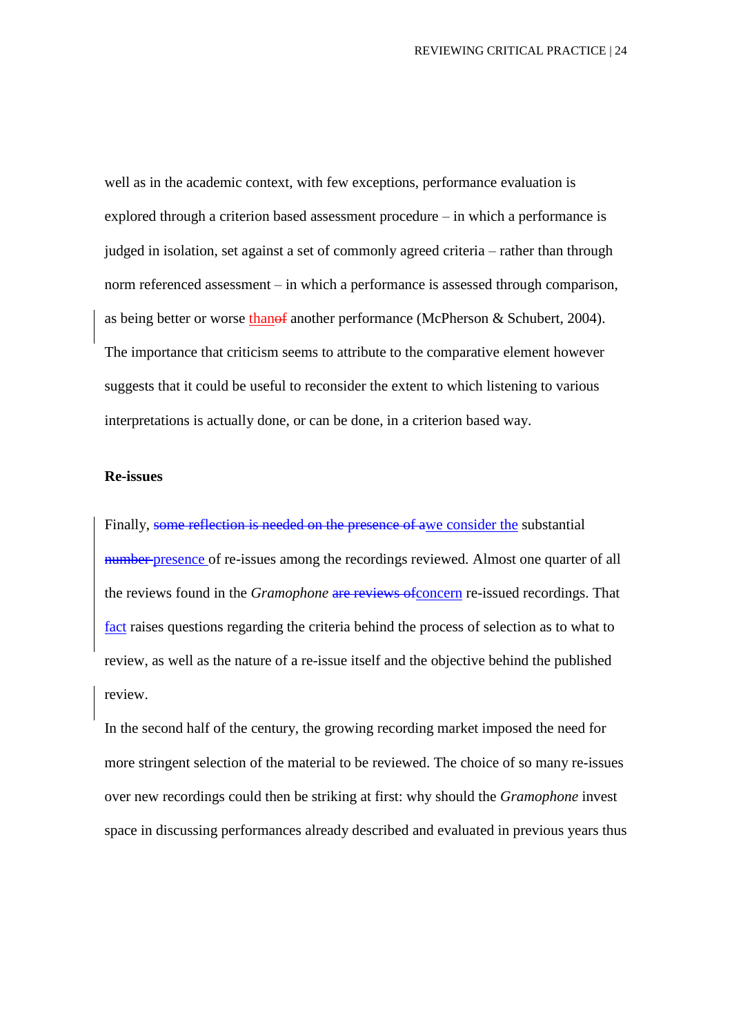well as in the academic context, with few exceptions, performance evaluation is explored through a criterion based assessment procedure – in which a performance is judged in isolation, set against a set of commonly agreed criteria – rather than through norm referenced assessment – in which a performance is assessed through comparison, as being better or worse than another performance (McPherson & Schubert, 2004). The importance that criticism seems to attribute to the comparative element however suggests that it could be useful to reconsider the extent to which listening to various interpretations is actually done, or can be done, in a criterion based way.

**Re-issues**

Finally, we consider the substantial presence of re-issues among the recordings reviewed. Almost one quarter of all the reviews found in the *Gramophone* concern re-issued recordings. That fact raises questions regarding the criteria behind the process of selection as to what to review, as well as the nature of a re-issue itself and the objective behind the published review.

In the second half of the century, the growing recording market imposed the need for more stringent selection of the material to be reviewed. The choice of so many re-issues over new recordings could then be striking at first: why should the *Gramophone* invest space in discussing performances already described and evaluated in previous years thus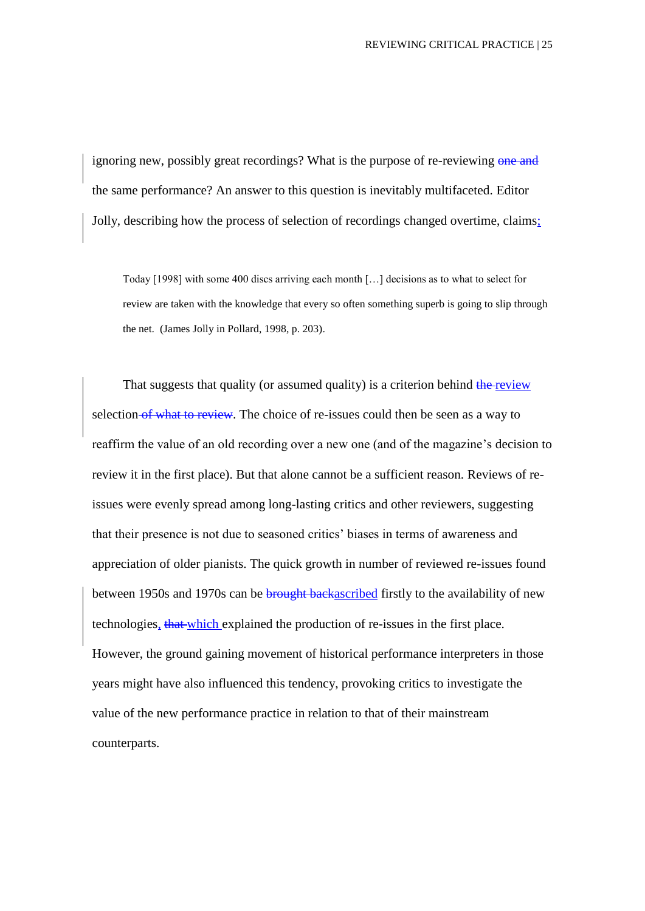ignoring new, possibly great recordings? What is the purpose of re-reviewing ~~one and~~ the same performance? An answer to this question is inevitably multifaceted. Editor Jolly, describing how the process of selection of recordings changed overtime, claims:

> Today [1998] with some 400 discs arriving each month […] decisions as to what to select for review are taken with the knowledge that every so often something superb is going to slip through the net. (James Jolly in Pollard, 1998, p. 203).

That suggests that quality (or assumed quality) is a criterion behind ~~the~~ review selection ~~of what to review~~. The choice of re-issues could then be seen as a way to reaffirm the value of an old recording over a new one (and of the magazine's decision to review it in the first place). But that alone cannot be a sufficient reason. Reviews of re-issues were evenly spread among long-lasting critics and other reviewers, suggesting that their presence is not due to seasoned critics' biases in terms of awareness and appreciation of older pianists. The quick growth in number of reviewed re-issues found between 1950s and 1970s can be ~~brought back~~ascribed firstly to the availability of new technologies, ~~that~~ which explained the production of re-issues in the first place. However, the ground gaining movement of historical performance interpreters in those years might have also influenced this tendency, provoking critics to investigate the value of the new performance practice in relation to that of their mainstream counterparts.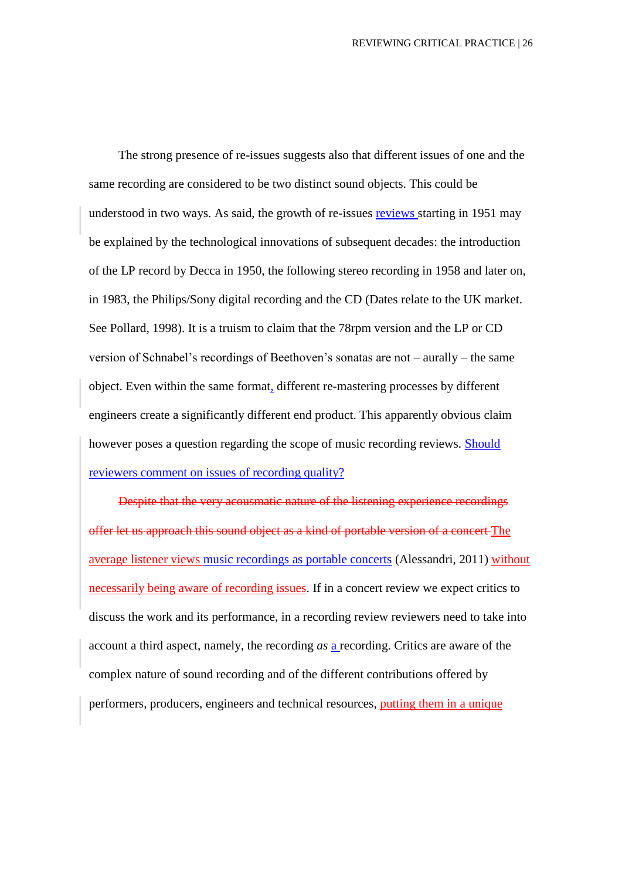The strong presence of re-issues suggests also that different issues of one and the same recording are considered to be two distinct sound objects. This could be understood in two ways. As said, the growth of re-issues reviews starting in 1951 may be explained by the technological innovations of subsequent decades: the introduction of the LP record by Decca in 1950, the following stereo recording in 1958 and later on, in 1983, the Philips/Sony digital recording and the CD (Dates relate to the UK market. See Pollard, 1998). It is a truism to claim that the 78rpm version and the LP or CD version of Schnabel's recordings of Beethoven's sonatas are not – aurally – the same object. Even within the same format, different re-mastering processes by different engineers create a significantly different end product. This apparently obvious claim however poses a question regarding the scope of music recording reviews. Should reviewers comment on issues of recording quality?

~~Despite that the very acousmatic nature of the listening experience recordings offer let us approach this sound object as a kind of portable version of a concert~~ The average listener views music recordings as portable concerts (Alessandri, 2011) without necessarily being aware of recording issues. If in a concert review we expect critics to discuss the work and its performance, in a recording review reviewers need to take into account a third aspect, namely, the recording *as* a recording. Critics are aware of the complex nature of sound recording and of the different contributions offered by performers, producers, engineers and technical resources, putting them in a unique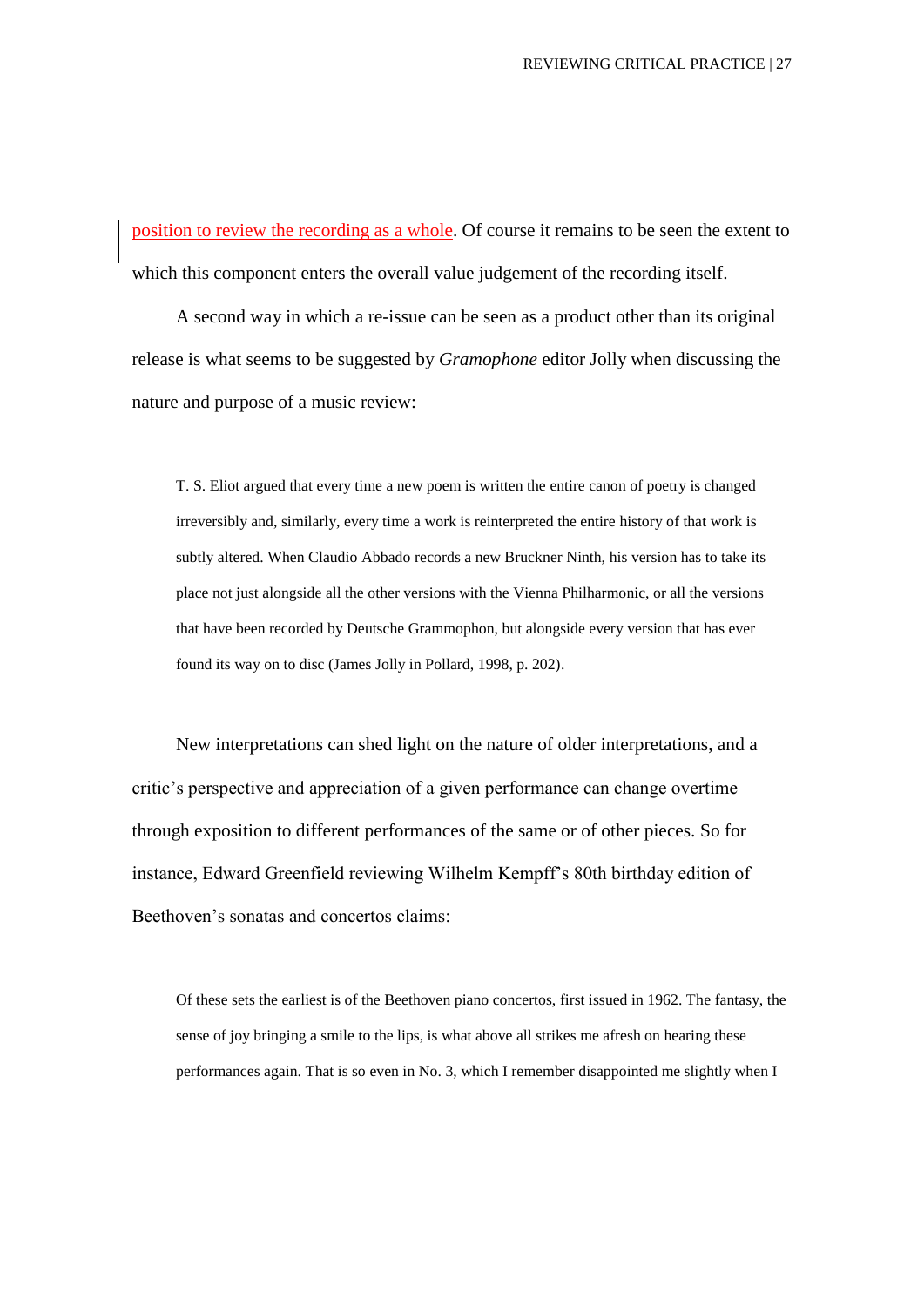position to review the recording as a whole. Of course it remains to be seen the extent to which this component enters the overall value judgement of the recording itself.

A second way in which a re-issue can be seen as a product other than its original release is what seems to be suggested by *Gramophone* editor Jolly when discussing the nature and purpose of a music review:

> T. S. Eliot argued that every time a new poem is written the entire canon of poetry is changed irreversibly and, similarly, every time a work is reinterpreted the entire history of that work is subtly altered. When Claudio Abbado records a new Bruckner Ninth, his version has to take its place not just alongside all the other versions with the Vienna Philharmonic, or all the versions that have been recorded by Deutsche Grammophon, but alongside every version that has ever found its way on to disc (James Jolly in Pollard, 1998, p. 202).

New interpretations can shed light on the nature of older interpretations, and a critic's perspective and appreciation of a given performance can change overtime through exposition to different performances of the same or of other pieces. So for instance, Edward Greenfield reviewing Wilhelm Kempff's 80th birthday edition of Beethoven's sonatas and concertos claims:

> Of these sets the earliest is of the Beethoven piano concertos, first issued in 1962. The fantasy, the sense of joy bringing a smile to the lips, is what above all strikes me afresh on hearing these performances again. That is so even in No. 3, which I remember disappointed me slightly when I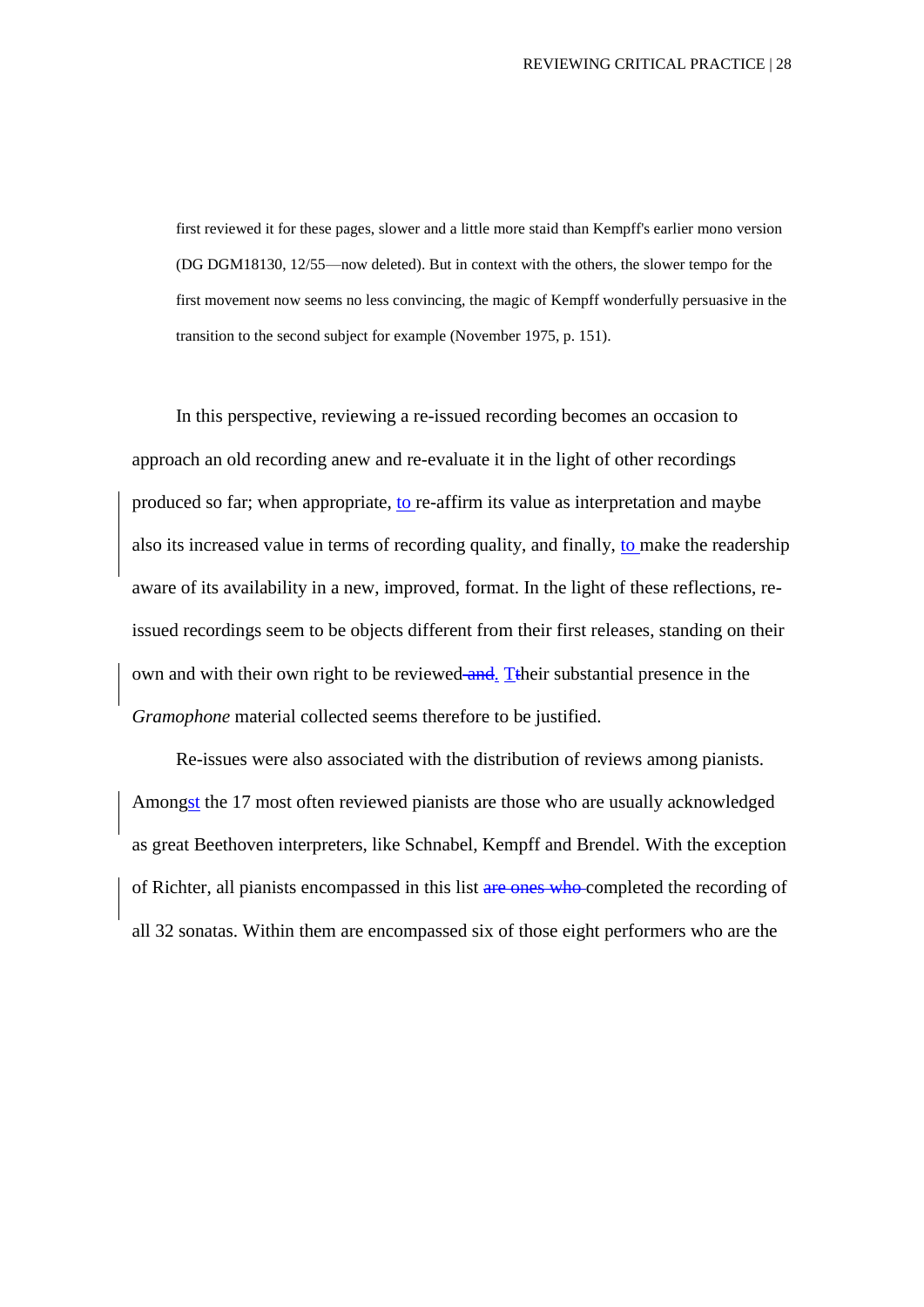first reviewed it for these pages, slower and a little more staid than Kempff's earlier mono version (DG DGM18130, 12/55—now deleted). But in context with the others, the slower tempo for the first movement now seems no less convincing, the magic of Kempff wonderfully persuasive in the transition to the second subject for example (November 1975, p. 151).

In this perspective, reviewing a re-issued recording becomes an occasion to approach an old recording anew and re-evaluate it in the light of other recordings produced so far; when appropriate, to re-affirm its value as interpretation and maybe also its increased value in terms of recording quality, and finally, to make the readership aware of its availability in a new, improved, format. In the light of these reflections, re-issued recordings seem to be objects different from their first releases, standing on their own and with their own right to be reviewed ~~and~~. T~~t~~heir substantial presence in the *Gramophone* material collected seems therefore to be justified.

Re-issues were also associated with the distribution of reviews among pianists. Amongst the 17 most often reviewed pianists are those who are usually acknowledged as great Beethoven interpreters, like Schnabel, Kempff and Brendel. With the exception of Richter, all pianists encompassed in this list ~~are ones who~~ completed the recording of all 32 sonatas. Within them are encompassed six of those eight performers who are the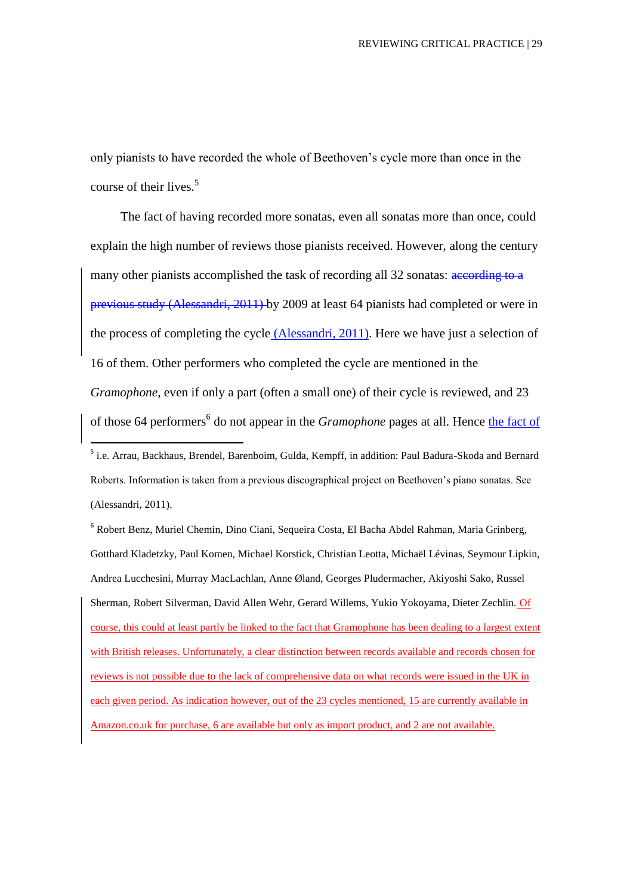only pianists to have recorded the whole of Beethoven's cycle more than once in the course of their lives.[5]

The fact of having recorded more sonatas, even all sonatas more than once, could explain the high number of reviews those pianists received. However, along the century many other pianists accomplished the task of recording all 32 sonatas: ~~according to a previous study (Alessandri, 2011)~~ by 2009 at least 64 pianists had completed or were in the process of completing the cycle (Alessandri, 2011). Here we have just a selection of 16 of them. Other performers who completed the cycle are mentioned in the *Gramophone*, even if only a part (often a small one) of their cycle is reviewed, and 23 of those 64 performers[6] do not appear in the *Gramophone* pages at all. Hence the fact of

[5] i.e. Arrau, Backhaus, Brendel, Barenboim, Gulda, Kempff, in addition: Paul Badura-Skoda and Bernard Roberts. Information is taken from a previous discographical project on Beethoven's piano sonatas. See (Alessandri, 2011).

[6] Robert Benz, Muriel Chemin, Dino Ciani, Sequeira Costa, El Bacha Abdel Rahman, Maria Grinberg, Gotthard Kladetzky, Paul Komen, Michael Korstick, Christian Leotta, Michaël Lévinas, Seymour Lipkin, Andrea Lucchesini, Murray MacLachlan, Anne Øland, Georges Pludermacher, Akiyoshi Sako, Russel Sherman, Robert Silverman, David Allen Wehr, Gerard Willems, Yukio Yokoyama, Dieter Zechlin. Of course, this could at least partly be linked to the fact that Gramophone has been dealing to a largest extent with British releases. Unfortunately, a clear distinction between records available and records chosen for reviews is not possible due to the lack of comprehensive data on what records were issued in the UK in each given period. As indication however, out of the 23 cycles mentioned, 15 are currently available in Amazon.co.uk for purchase, 6 are available but only as import product, and 2 are not available.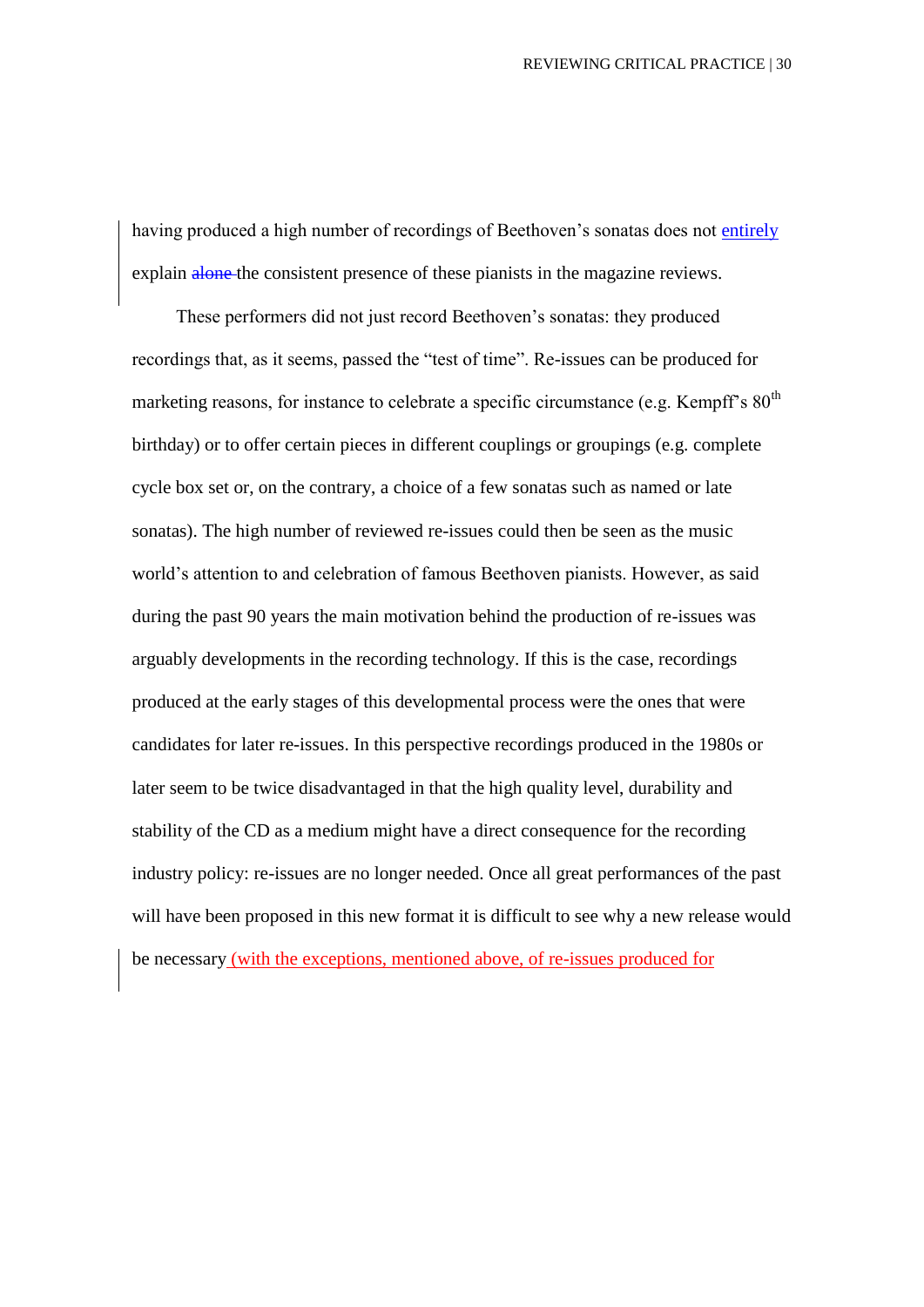having produced a high number of recordings of Beethoven's sonatas does not entirely explain ~~alone~~ the consistent presence of these pianists in the magazine reviews.

These performers did not just record Beethoven's sonatas: they produced recordings that, as it seems, passed the "test of time". Re-issues can be produced for marketing reasons, for instance to celebrate a specific circumstance (e.g. Kempff's 80th birthday) or to offer certain pieces in different couplings or groupings (e.g. complete cycle box set or, on the contrary, a choice of a few sonatas such as named or late sonatas). The high number of reviewed re-issues could then be seen as the music world's attention to and celebration of famous Beethoven pianists. However, as said during the past 90 years the main motivation behind the production of re-issues was arguably developments in the recording technology. If this is the case, recordings produced at the early stages of this developmental process were the ones that were candidates for later re-issues. In this perspective recordings produced in the 1980s or later seem to be twice disadvantaged in that the high quality level, durability and stability of the CD as a medium might have a direct consequence for the recording industry policy: re-issues are no longer needed. Once all great performances of the past will have been proposed in this new format it is difficult to see why a new release would be necessary (with the exceptions, mentioned above, of re-issues produced for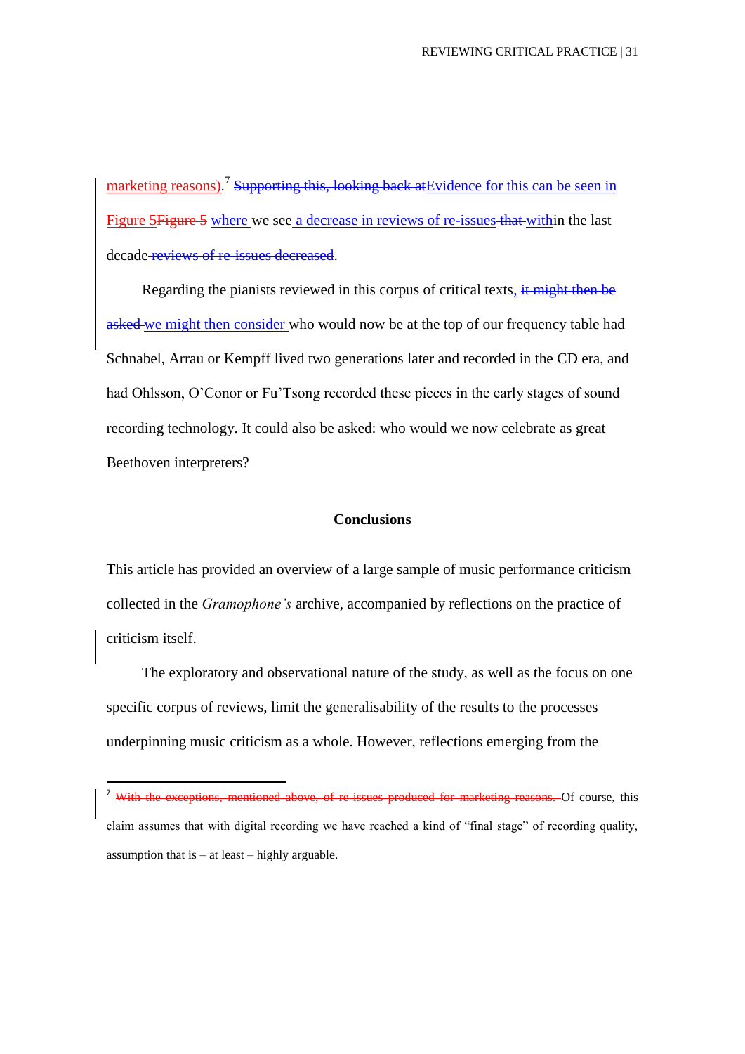marketing reasons).[7] ~~Supporting this, looking back at~~Evidence for this can be seen in Figure 5~~Figure 5~~ where we see a decrease in reviews of re-issues ~~that~~ within the last decade ~~reviews of re-issues decreased~~.

Regarding the pianists reviewed in this corpus of critical texts, ~~it might then be asked~~ we might then consider who would now be at the top of our frequency table had Schnabel, Arrau or Kempff lived two generations later and recorded in the CD era, and had Ohlsson, O'Conor or Fu'Tsong recorded these pieces in the early stages of sound recording technology. It could also be asked: who would we now celebrate as great Beethoven interpreters?

## Conclusions

This article has provided an overview of a large sample of music performance criticism collected in the *Gramophone's* archive, accompanied by reflections on the practice of criticism itself.

The exploratory and observational nature of the study, as well as the focus on one specific corpus of reviews, limit the generalisability of the results to the processes underpinning music criticism as a whole. However, reflections emerging from the

---

[7] ~~With the exceptions, mentioned above, of re-issues produced for marketing reasons.~~ Of course, this claim assumes that with digital recording we have reached a kind of "final stage" of recording quality, assumption that is – at least – highly arguable.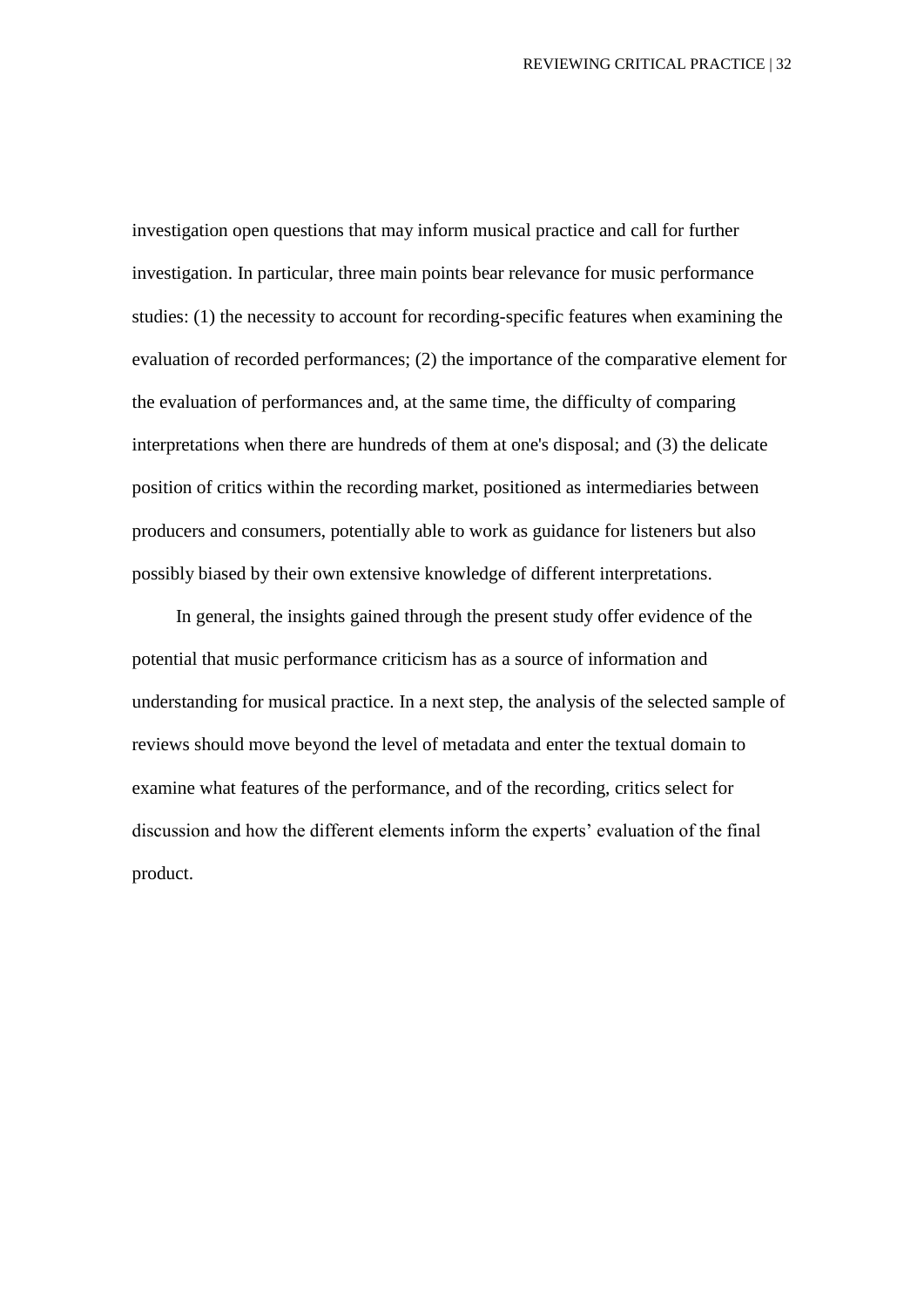investigation open questions that may inform musical practice and call for further investigation. In particular, three main points bear relevance for music performance studies: (1) the necessity to account for recording-specific features when examining the evaluation of recorded performances; (2) the importance of the comparative element for the evaluation of performances and, at the same time, the difficulty of comparing interpretations when there are hundreds of them at one's disposal; and (3) the delicate position of critics within the recording market, positioned as intermediaries between producers and consumers, potentially able to work as guidance for listeners but also possibly biased by their own extensive knowledge of different interpretations.

In general, the insights gained through the present study offer evidence of the potential that music performance criticism has as a source of information and understanding for musical practice. In a next step, the analysis of the selected sample of reviews should move beyond the level of metadata and enter the textual domain to examine what features of the performance, and of the recording, critics select for discussion and how the different elements inform the experts' evaluation of the final product.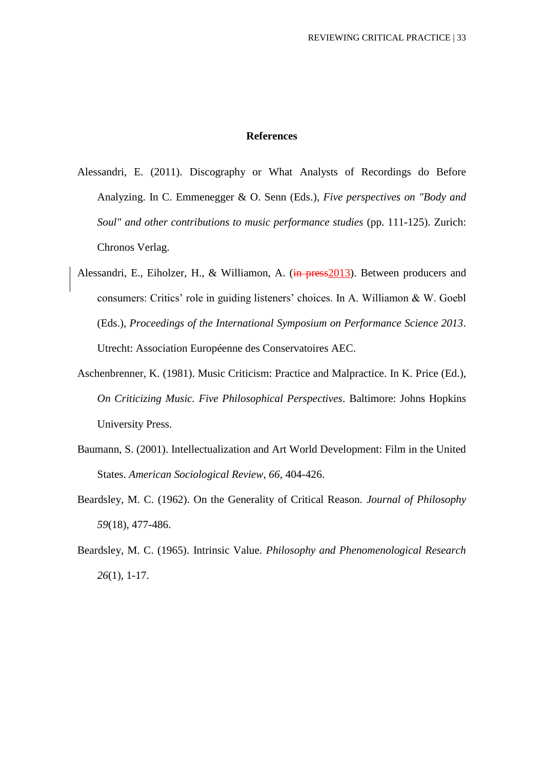# References

Alessandri, E. (2011). Discography or What Analysts of Recordings do Before Analyzing. In C. Emmenegger & O. Senn (Eds.), *Five perspectives on "Body and Soul" and other contributions to music performance studies* (pp. 111-125). Zurich: Chronos Verlag.

Alessandri, E., Eiholzer, H., & Williamon, A. (~~in press~~2013). Between producers and consumers: Critics' role in guiding listeners' choices. In A. Williamon & W. Goebl (Eds.), *Proceedings of the International Symposium on Performance Science 2013*. Utrecht: Association Européenne des Conservatoires AEC.

Aschenbrenner, K. (1981). Music Criticism: Practice and Malpractice. In K. Price (Ed.), *On Criticizing Music. Five Philosophical Perspectives*. Baltimore: Johns Hopkins University Press.

Baumann, S. (2001). Intellectualization and Art World Development: Film in the United States. *American Sociological Review, 66*, 404-426.

Beardsley, M. C. (1962). On the Generality of Critical Reason. *Journal of Philosophy 59*(18), 477-486.

Beardsley, M. C. (1965). Intrinsic Value. *Philosophy and Phenomenological Research 26*(1), 1-17.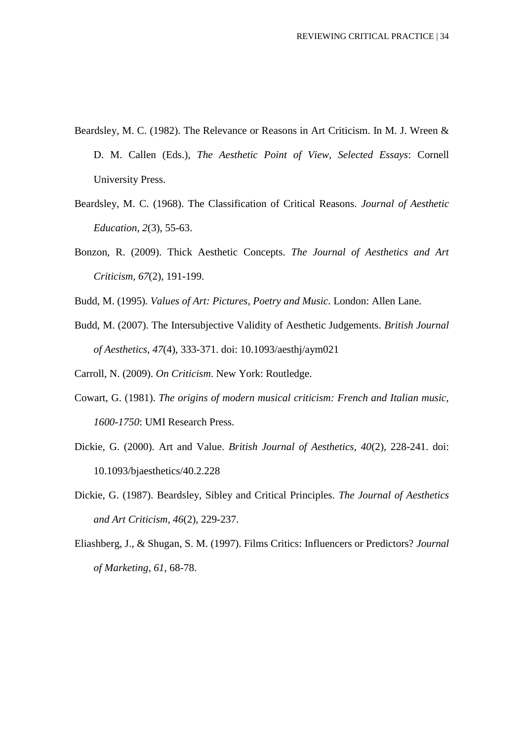Beardsley, M. C. (1982). The Relevance or Reasons in Art Criticism. In M. J. Wreen & D. M. Callen (Eds.), *The Aesthetic Point of View, Selected Essays*: Cornell University Press.

Beardsley, M. C. (1968). The Classification of Critical Reasons. *Journal of Aesthetic Education, 2*(3), 55-63.

Bonzon, R. (2009). Thick Aesthetic Concepts. *The Journal of Aesthetics and Art Criticism, 67*(2), 191-199.

Budd, M. (1995). *Values of Art: Pictures, Poetry and Music*. London: Allen Lane.

Budd, M. (2007). The Intersubjective Validity of Aesthetic Judgements. *British Journal of Aesthetics, 47*(4), 333-371. doi: 10.1093/aesthj/aym021

Carroll, N. (2009). *On Criticism*. New York: Routledge.

Cowart, G. (1981). *The origins of modern musical criticism: French and Italian music, 1600-1750*: UMI Research Press.

Dickie, G. (2000). Art and Value. *British Journal of Aesthetics, 40*(2), 228-241. doi: 10.1093/bjaesthetics/40.2.228

Dickie, G. (1987). Beardsley, Sibley and Critical Principles. *The Journal of Aesthetics and Art Criticism, 46*(2), 229-237.

Eliashberg, J., & Shugan, S. M. (1997). Films Critics: Influencers or Predictors? *Journal of Marketing, 61*, 68-78.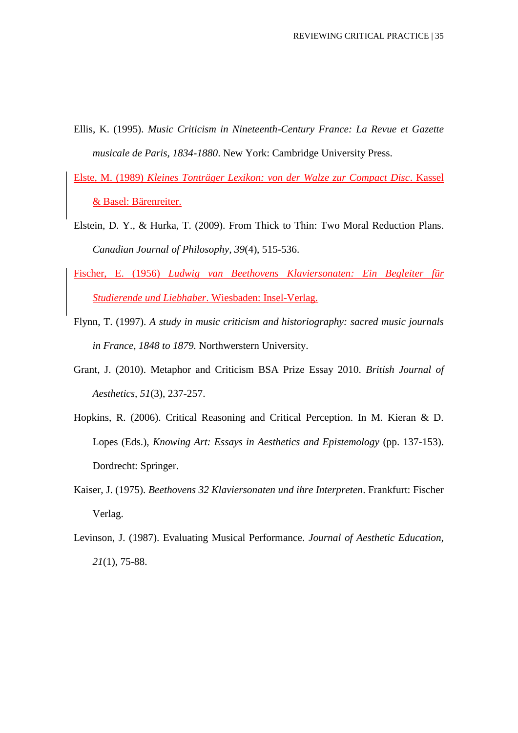Ellis, K. (1995). *Music Criticism in Nineteenth-Century France: La Revue et Gazette musicale de Paris, 1834-1880*. New York: Cambridge University Press.

Elste, M. (1989) *Kleines Tonträger Lexikon: von der Walze zur Compact Disc*. Kassel & Basel: Bärenreiter.

Elstein, D. Y., & Hurka, T. (2009). From Thick to Thin: Two Moral Reduction Plans. *Canadian Journal of Philosophy, 39*(4), 515-536.

Fischer, E. (1956) *Ludwig van Beethovens Klaviersonaten: Ein Begleiter für Studierende und Liebhaber*. Wiesbaden: Insel-Verlag.

Flynn, T. (1997). *A study in music criticism and historiography: sacred music journals in France, 1848 to 1879.* Northwerstern University.

Grant, J. (2010). Metaphor and Criticism BSA Prize Essay 2010. *British Journal of Aesthetics*, *51*(3), 237-257.

Hopkins, R. (2006). Critical Reasoning and Critical Perception. In M. Kieran & D. Lopes (Eds.), *Knowing Art: Essays in Aesthetics and Epistemology* (pp. 137-153). Dordrecht: Springer.

Kaiser, J. (1975). *Beethovens 32 Klaviersonaten und ihre Interpreten*. Frankfurt: Fischer Verlag.

Levinson, J. (1987). Evaluating Musical Performance. *Journal of Aesthetic Education*, *21*(1), 75-88.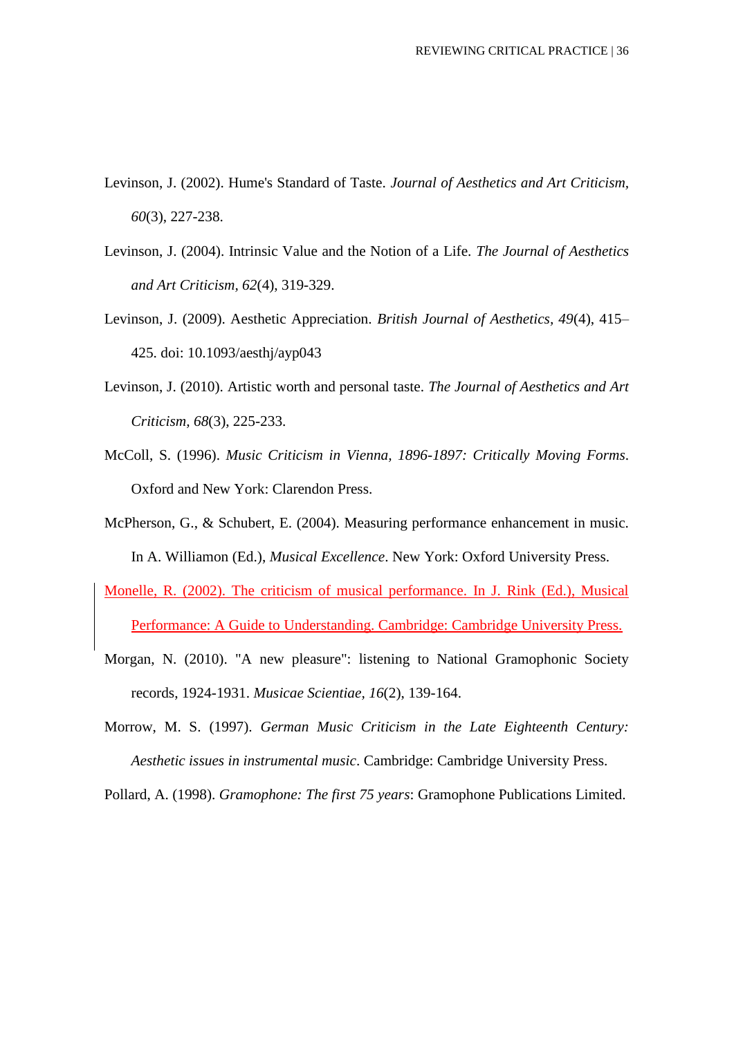Levinson, J. (2002). Hume's Standard of Taste. *Journal of Aesthetics and Art Criticism, 60*(3), 227-238.

Levinson, J. (2004). Intrinsic Value and the Notion of a Life. *The Journal of Aesthetics and Art Criticism, 62*(4), 319-329.

Levinson, J. (2009). Aesthetic Appreciation. *British Journal of Aesthetics, 49*(4), 415–425. doi: 10.1093/aesthj/ayp043

Levinson, J. (2010). Artistic worth and personal taste. *The Journal of Aesthetics and Art Criticism, 68*(3), 225-233.

McColl, S. (1996). *Music Criticism in Vienna, 1896-1897: Critically Moving Forms*. Oxford and New York: Clarendon Press.

McPherson, G., & Schubert, E. (2004). Measuring performance enhancement in music. In A. Williamon (Ed.), *Musical Excellence*. New York: Oxford University Press.

Monelle, R. (2002). The criticism of musical performance. In J. Rink (Ed.), Musical Performance: A Guide to Understanding. Cambridge: Cambridge University Press.

Morgan, N. (2010). "A new pleasure": listening to National Gramophonic Society records, 1924-1931. *Musicae Scientiae, 16*(2), 139-164.

Morrow, M. S. (1997). *German Music Criticism in the Late Eighteenth Century: Aesthetic issues in instrumental music*. Cambridge: Cambridge University Press.

Pollard, A. (1998). *Gramophone: The first 75 years*: Gramophone Publications Limited.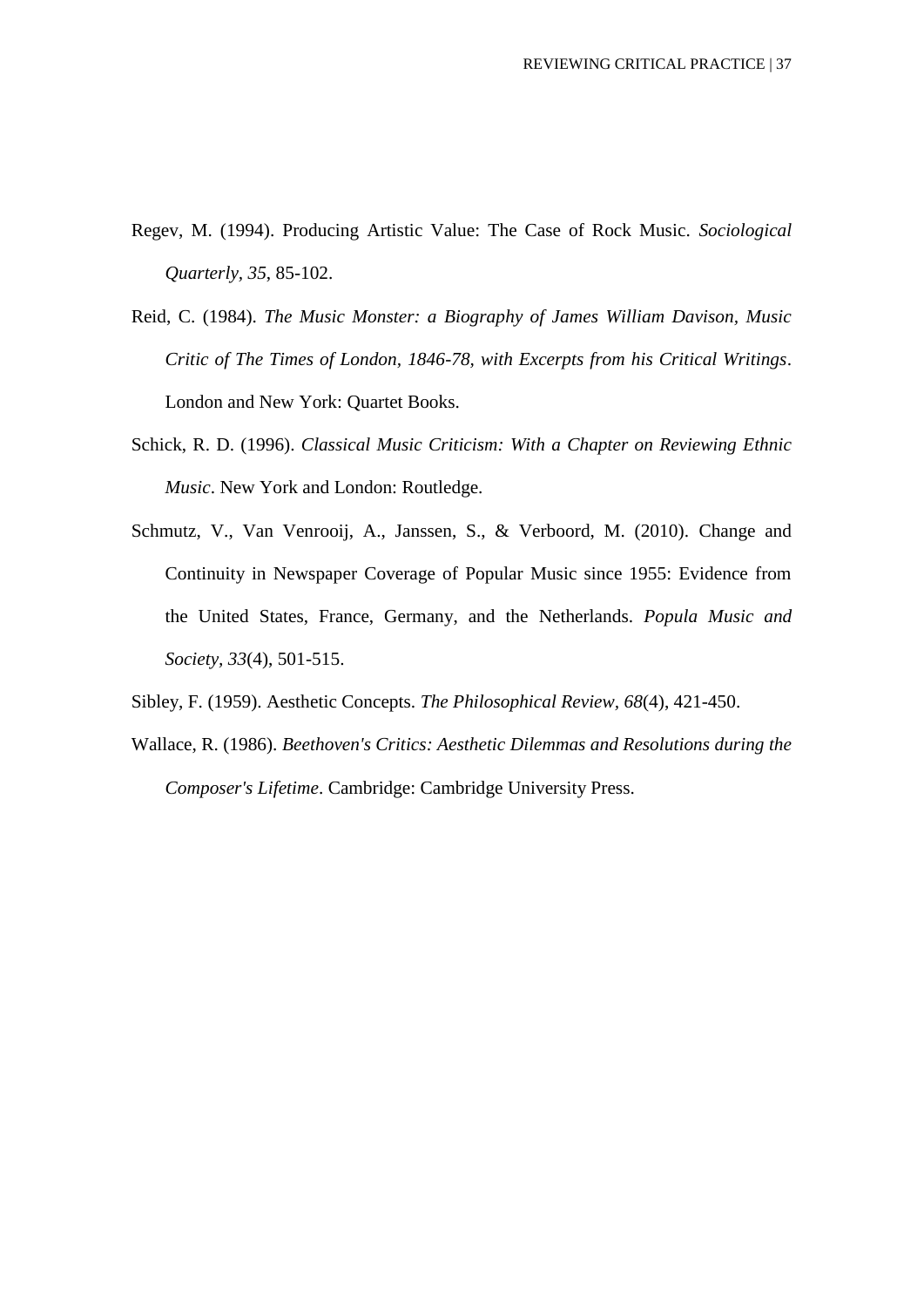Regev, M. (1994). Producing Artistic Value: The Case of Rock Music. *Sociological Quarterly, 35*, 85-102.

Reid, C. (1984). *The Music Monster: a Biography of James William Davison, Music Critic of The Times of London, 1846-78, with Excerpts from his Critical Writings*. London and New York: Quartet Books.

Schick, R. D. (1996). *Classical Music Criticism: With a Chapter on Reviewing Ethnic Music*. New York and London: Routledge.

Schmutz, V., Van Venrooij, A., Janssen, S., & Verboord, M. (2010). Change and Continuity in Newspaper Coverage of Popular Music since 1955: Evidence from the United States, France, Germany, and the Netherlands. *Popula Music and Society, 33*(4), 501-515.

Sibley, F. (1959). Aesthetic Concepts. *The Philosophical Review, 68*(4), 421-450.

Wallace, R. (1986). *Beethoven's Critics: Aesthetic Dilemmas and Resolutions during the Composer's Lifetime*. Cambridge: Cambridge University Press.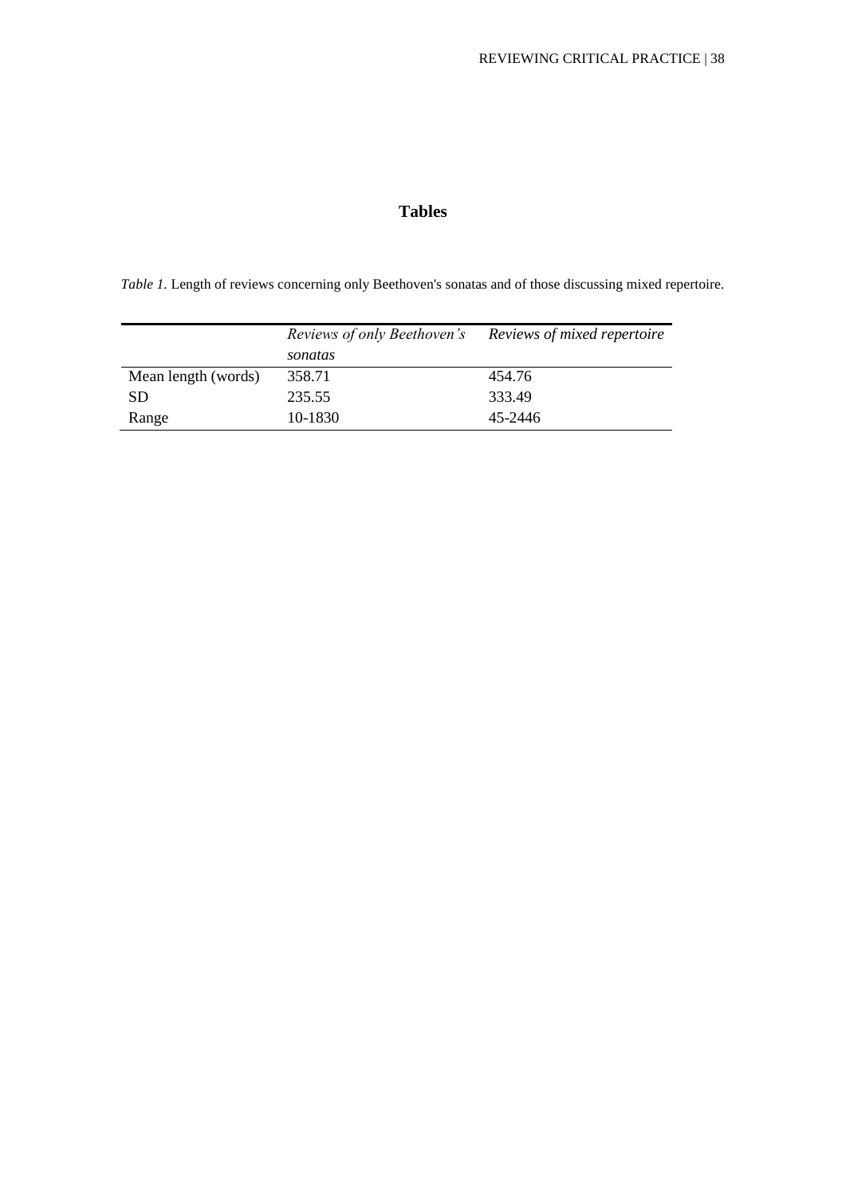# Tables

*Table 1.* Length of reviews concerning only Beethoven's sonatas and of those discussing mixed repertoire.

| | *Reviews of only Beethoven's sonatas* | *Reviews of mixed repertoire* |
|---|---|---|
| Mean length (words) | 358.71 | 454.76 |
| SD | 235.55 | 333.49 |
| Range | 10-1830 | 45-2446 |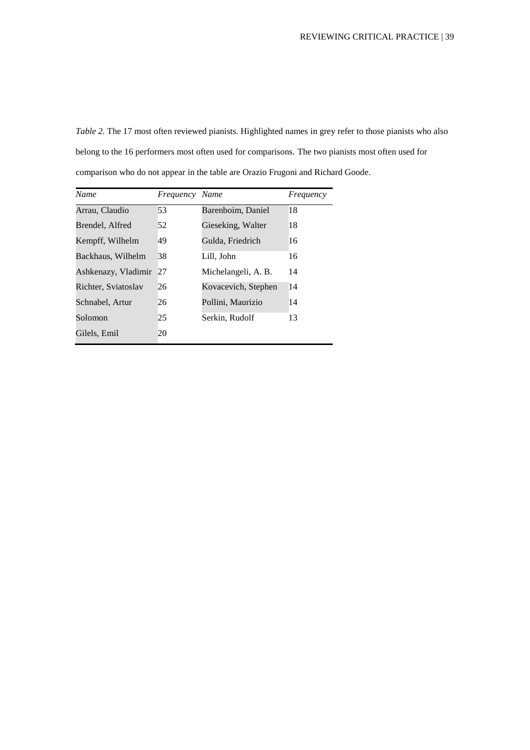*Table 2.* The 17 most often reviewed pianists. Highlighted names in grey refer to those pianists who also belong to the 16 performers most often used for comparisons. The two pianists most often used for comparison who do not appear in the table are Orazio Frugoni and Richard Goode.

| *Name* | *Frequency* | *Name* | *Frequency* |
|---|---|---|---|
| Arrau, Claudio | 53 | Barenboim, Daniel | 18 |
| Brendel, Alfred | 52 | Gieseking, Walter | 18 |
| Kempff, Wilhelm | 49 | Gulda, Friedrich | 16 |
| Backhaus, Wilhelm | 38 | Lill, John | 16 |
| Ashkenazy, Vladimir | 27 | Michelangeli, A. B. | 14 |
| Richter, Sviatoslav | 26 | Kovacevich, Stephen | 14 |
| Schnabel, Artur | 26 | Pollini, Maurizio | 14 |
| Solomon | 25 | Serkin, Rudolf | 13 |
| Gilels, Emil | 20 | | |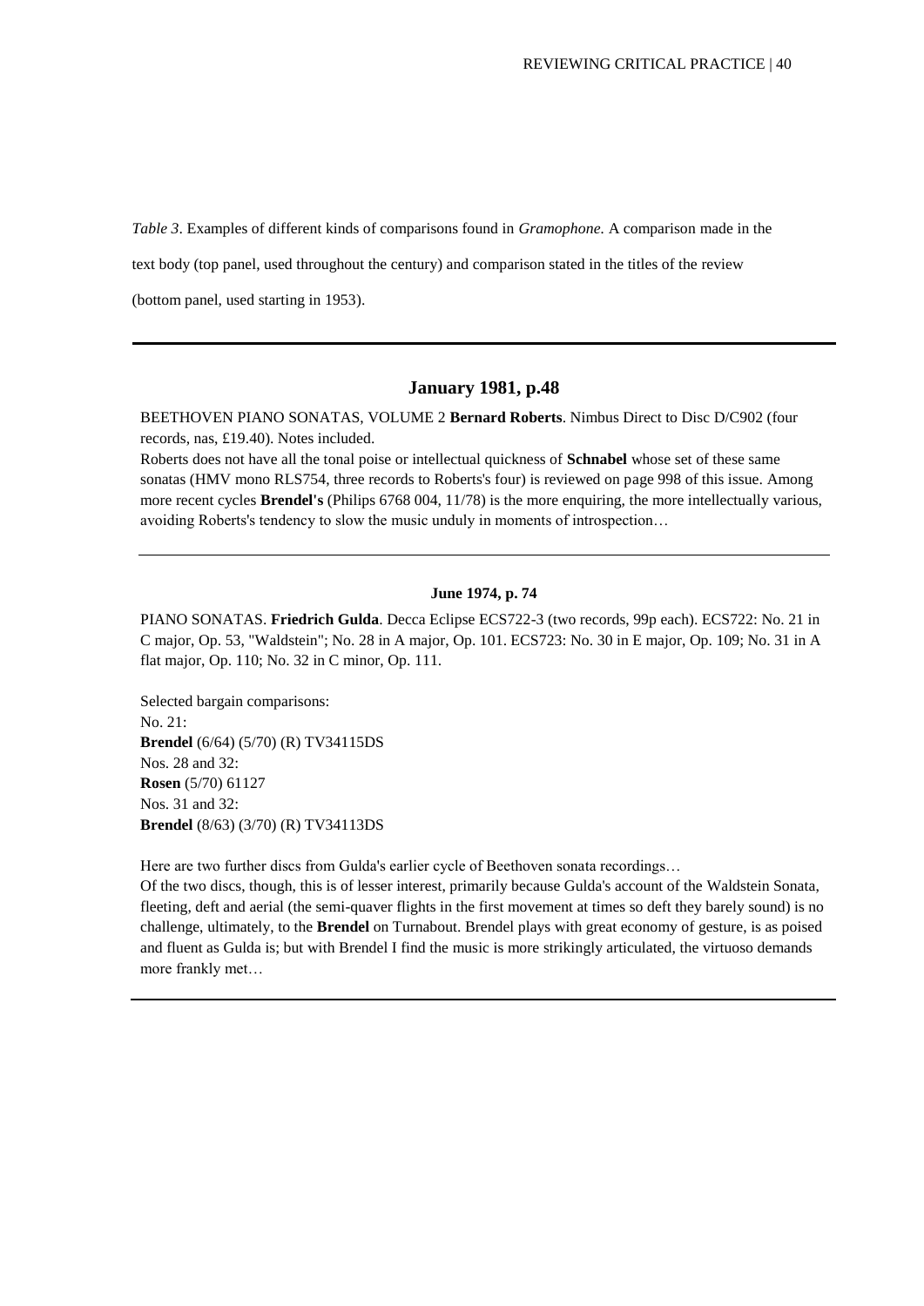*Table 3*. Examples of different kinds of comparisons found in *Gramophone.* A comparison made in the text body (top panel, used throughout the century) and comparison stated in the titles of the review (bottom panel, used starting in 1953).

---

### January 1981, p.48

BEETHOVEN PIANO SONATAS, VOLUME 2 **Bernard Roberts**. Nimbus Direct to Disc D/C902 (four records, nas, £19.40). Notes included.

Roberts does not have all the tonal poise or intellectual quickness of **Schnabel** whose set of these same sonatas (HMV mono RLS754, three records to Roberts's four) is reviewed on page 998 of this issue. Among more recent cycles **Brendel's** (Philips 6768 004, 11/78) is the more enquiring, the more intellectually various, avoiding Roberts's tendency to slow the music unduly in moments of introspection…

---

**June 1974, p. 74**

PIANO SONATAS. **Friedrich Gulda**. Decca Eclipse ECS722-3 (two records, 99p each). ECS722: No. 21 in C major, Op. 53, "Waldstein"; No. 28 in A major, Op. 101. ECS723: No. 30 in E major, Op. 109; No. 31 in A flat major, Op. 110; No. 32 in C minor, Op. 111.

Selected bargain comparisons:
No. 21:
**Brendel** (6/64) (5/70) (R) TV34115DS
Nos. 28 and 32:
**Rosen** (5/70) 61127
Nos. 31 and 32:
**Brendel** (8/63) (3/70) (R) TV34113DS

Here are two further discs from Gulda's earlier cycle of Beethoven sonata recordings…

Of the two discs, though, this is of lesser interest, primarily because Gulda's account of the Waldstein Sonata, fleeting, deft and aerial (the semi-quaver flights in the first movement at times so deft they barely sound) is no challenge, ultimately, to the **Brendel** on Turnabout. Brendel plays with great economy of gesture, is as poised and fluent as Gulda is; but with Brendel I find the music is more strikingly articulated, the virtuoso demands more frankly met…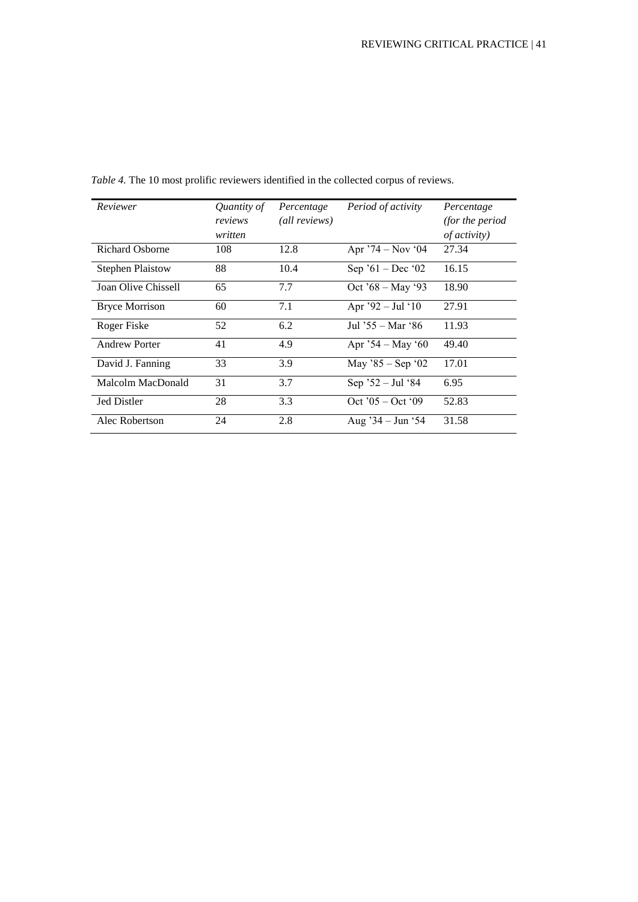*Table 4.* The 10 most prolific reviewers identified in the collected corpus of reviews.

| *Reviewer* | *Quantity of reviews written* | *Percentage (all reviews)* | *Period of activity* | *Percentage (for the period of activity)* |
|---|---|---|---|---|
| Richard Osborne | 108 | 12.8 | Apr '74 – Nov '04 | 27.34 |
| Stephen Plaistow | 88 | 10.4 | Sep '61 – Dec '02 | 16.15 |
| Joan Olive Chissell | 65 | 7.7 | Oct '68 – May '93 | 18.90 |
| Bryce Morrison | 60 | 7.1 | Apr '92 – Jul '10 | 27.91 |
| Roger Fiske | 52 | 6.2 | Jul '55 – Mar '86 | 11.93 |
| Andrew Porter | 41 | 4.9 | Apr '54 – May '60 | 49.40 |
| David J. Fanning | 33 | 3.9 | May '85 – Sep '02 | 17.01 |
| Malcolm MacDonald | 31 | 3.7 | Sep '52 – Jul '84 | 6.95 |
| Jed Distler | 28 | 3.3 | Oct '05 – Oct '09 | 52.83 |
| Alec Robertson | 24 | 2.8 | Aug '34 – Jun '54 | 31.58 |